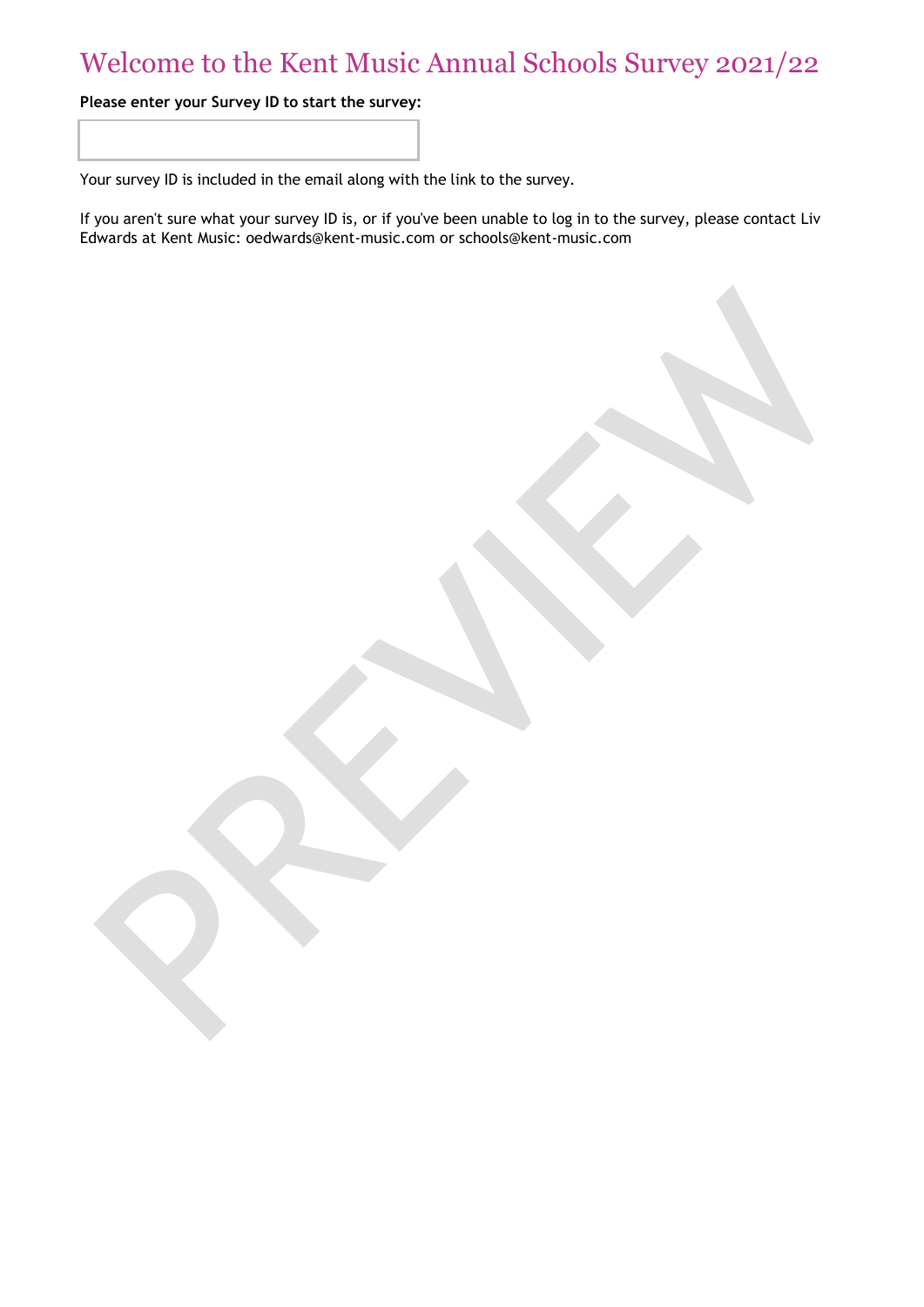# Welcome to the Kent Music Annual Schools Survey 2021/22

**Please enter your Survey ID to start the survey:**

Your survey ID is included in the email along with the link to the survey.

If you aren't sure what your survey ID is, or if you've been unable to log in to the survey, please contact Liv Edwards at Kent Music: oedwards@kent-music.com or schools@kent-music.com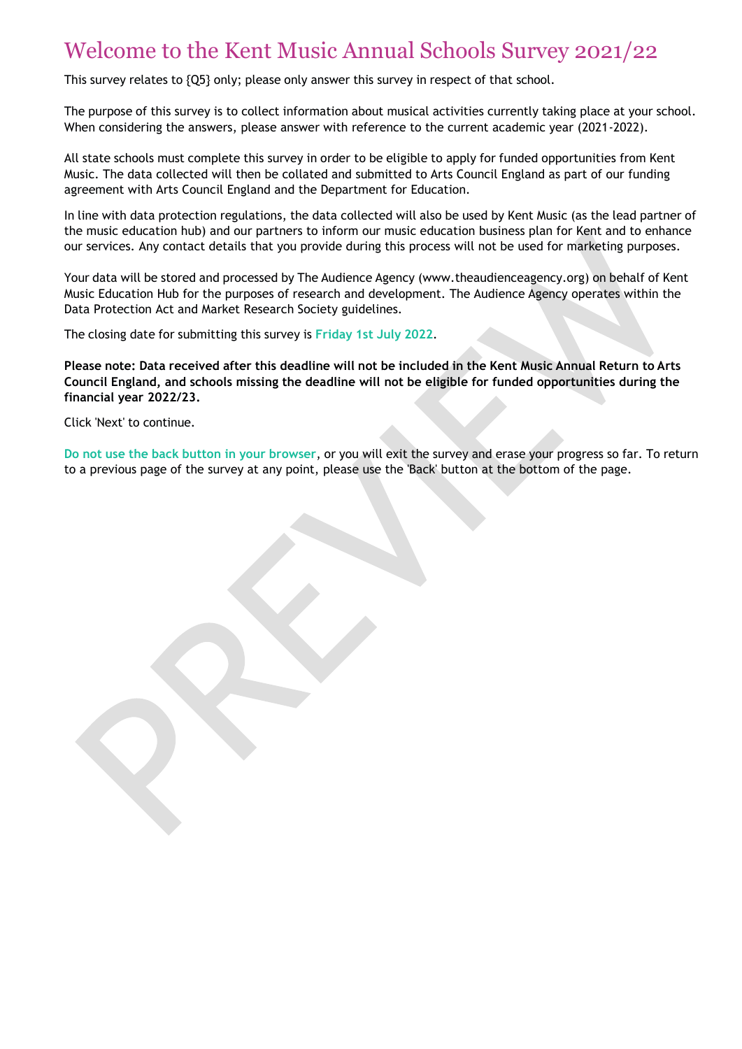# Welcome to the Kent Music Annual Schools Survey 2021/22

This survey relates to {Q5} only; please only answer this survey in respect of that school.

The purpose of this survey is to collect information about musical activities currently taking place at your school. When considering the answers, please answer with reference to the current academic year (2021-2022).

All state schools must complete this survey in order to be eligible to apply for funded opportunities from Kent Music. The data collected will then be collated and submitted to Arts Council England as part of our funding agreement with Arts Council England and the Department for Education.

In line with data protection regulations, the data collected will also be used by Kent Music (as the lead partner of the music education hub) and our partners to inform our music education business plan for Kent and to enhance our services. Any contact details that you provide during this process will not be used for marketing purposes.

Your data will be stored and processed by The Audience Agency (www.theaudienceagency.org) on behalf of Kent Music Education Hub for the purposes of research and development. The Audience Agency operates within the Data Protection Act and Market Research Society guidelines.

The closing date for submitting this survey is **Friday 1st July 2022**.

**Please note: Data received after this deadline will not be included in the Kent Music Annual Return to Arts Council England, and schools missing the deadline will not be eligible for funded opportunities during the financial year 2022/23.**

Click 'Next' to continue.

Do not use the back button in your browser, or you will exit the survey and erase your progress so far. To return to a previous page of the survey at any point, please use the 'Back' button at the bottom of the page.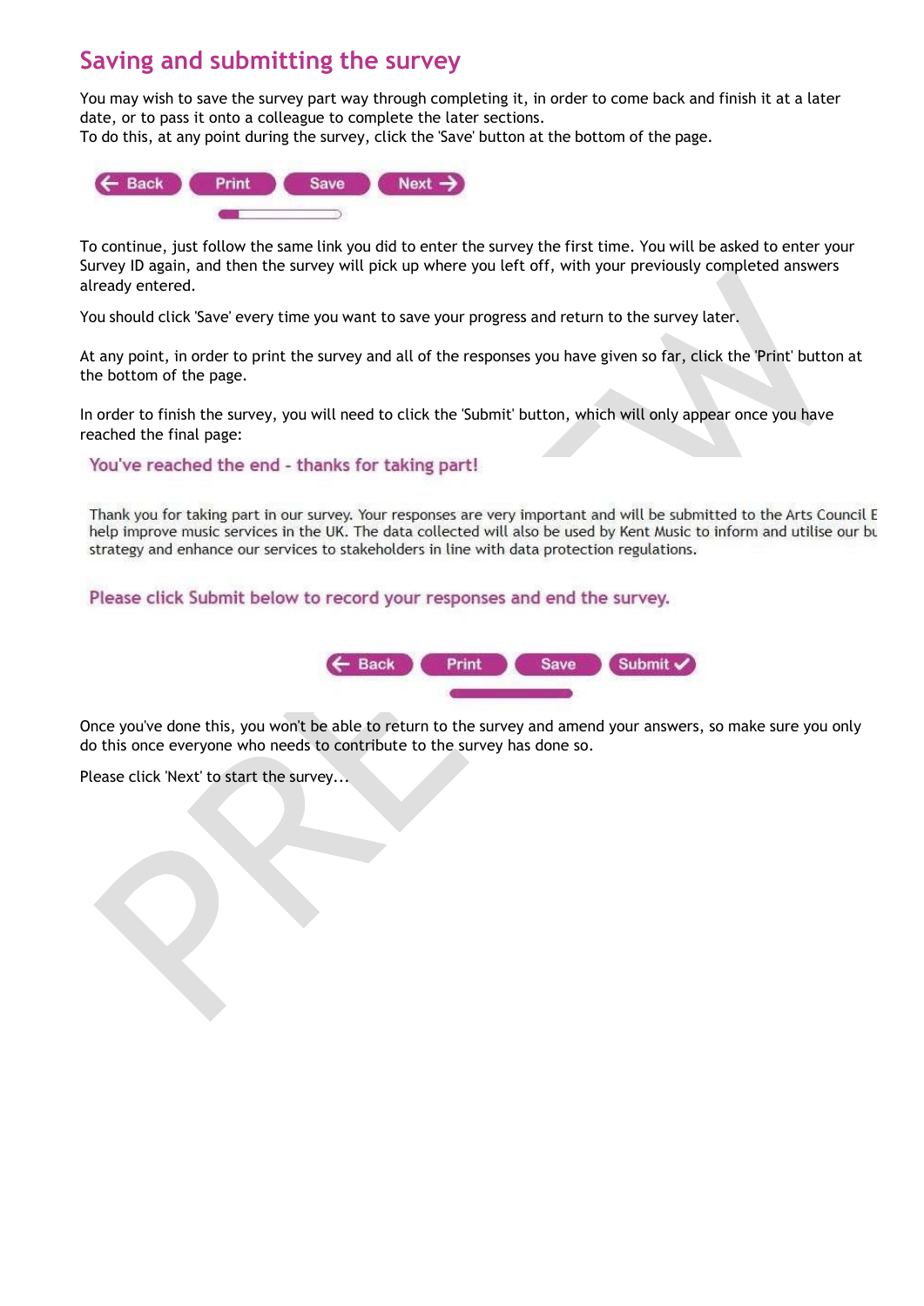## Saving and submitting the survey

You may wish to save the survey part way through completing it, in order to come back and finish it at a later date, or to pass it onto a colleague to complete the later sections.
To do this, at any point during the survey, click the 'Save' button at the bottom of the page.

Back Print Save Next

To continue, just follow the same link you did to enter the survey the first time. You will be asked to enter your Survey ID again, and then the survey will pick up where you left off, with your previously completed answers already entered.

You should click 'Save' every time you want to save your progress and return to the survey later.

At any point, in order to print the survey and all of the responses you have given so far, click the 'Print' button at the bottom of the page.

In order to finish the survey, you will need to click the 'Submit' button, which will only appear once you have reached the final page:

You've reached the end - thanks for taking part!

Thank you for taking part in our survey. Your responses are very important and will be submitted to the Arts Council E help improve music services in the UK. The data collected will also be used by Kent Music to inform and utilise our bu strategy and enhance our services to stakeholders in line with data protection regulations.

Please click Submit below to record your responses and end the survey.

Back Print Save Submit

Once you've done this, you won't be able to return to the survey and amend your answers, so make sure you only do this once everyone who needs to contribute to the survey has done so.

Please click 'Next' to start the survey...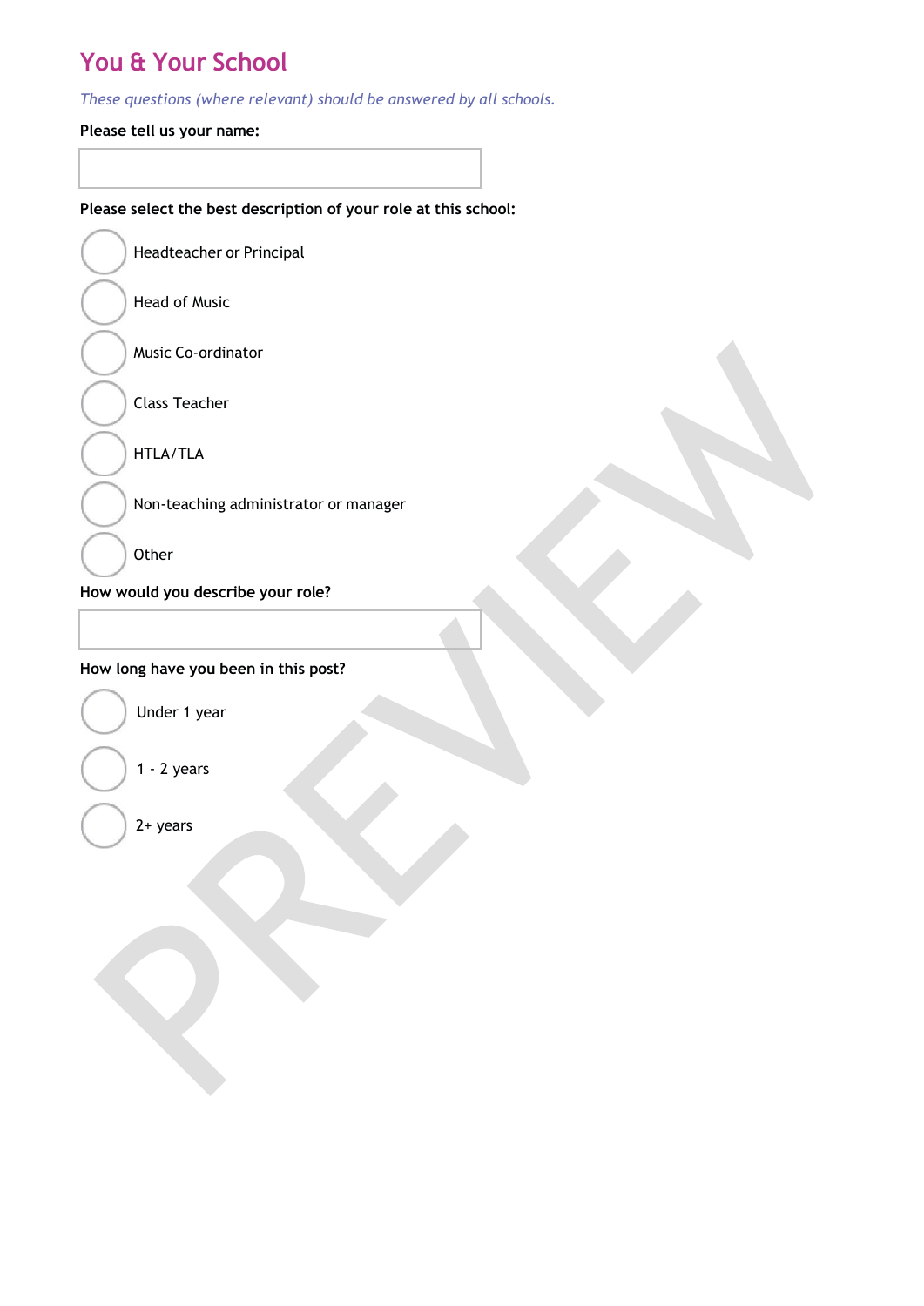# You & Your School

*These questions (where relevant) should be answered by all schools.*

**Please tell us your name:**

**Please select the best description of your role at this school:**

- Headteacher or Principal
- Head of Music
- Music Co-ordinator
- Class Teacher
- HTLA/TLA
- Non-teaching administrator or manager
- Other

**How would you describe your role?**

**How long have you been in this post?**

- Under 1 year
- 1 - 2 years
- 2+ years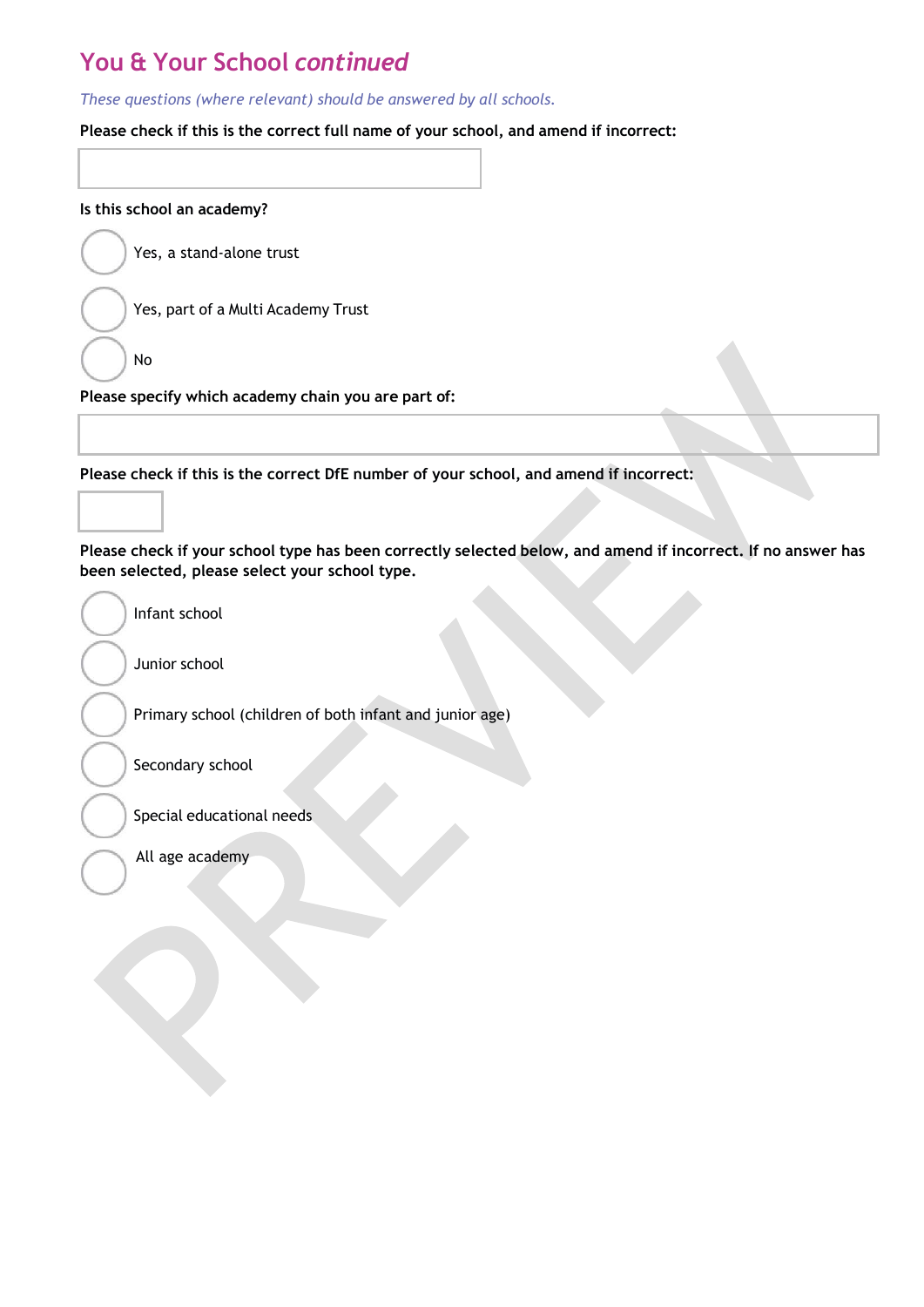## You & Your School *continued*

*These questions (where relevant) should be answered by all schools.*

**Please check if this is the correct full name of your school, and amend if incorrect:**

**Is this school an academy?**

- Yes, a stand-alone trust
- Yes, part of a Multi Academy Trust
- No

**Please specify which academy chain you are part of:**

**Please check if this is the correct DfE number of your school, and amend if incorrect:**

**Please check if your school type has been correctly selected below, and amend if incorrect. If no answer has been selected, please select your school type.**

- Infant school
- Junior school
- Primary school (children of both infant and junior age)
- Secondary school
- Special educational needs
- All age academy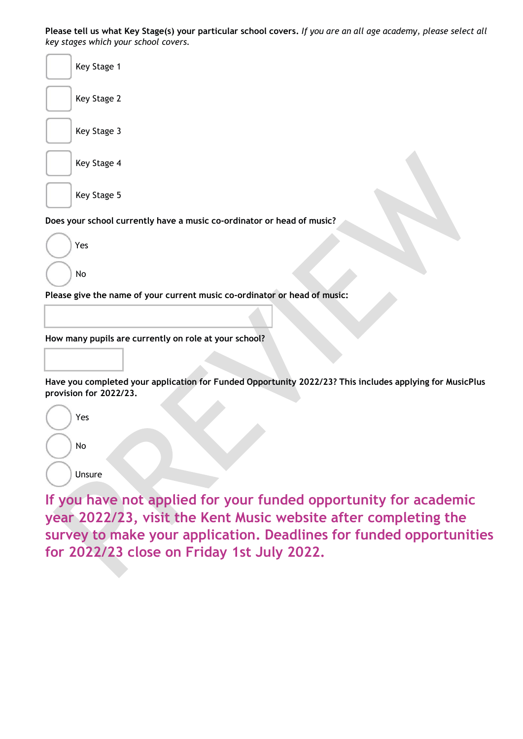**Please tell us what Key Stage(s) your particular school covers.** *If you are an all age academy, please select all key stages which your school covers.*

- [ ] Key Stage 1
- [ ] Key Stage 2
- [ ] Key Stage 3
- [ ] Key Stage 4
- [ ] Key Stage 5

**Does your school currently have a music co-ordinator or head of music?**

- ○ Yes
- ○ No

**Please give the name of your current music co-ordinator or head of music:**

**How many pupils are currently on role at your school?**

**Have you completed your application for Funded Opportunity 2022/23? This includes applying for MusicPlus provision for 2022/23.**

- ○ Yes
- ○ No
- ○ Unsure

**If you have not applied for your funded opportunity for academic year 2022/23, visit the Kent Music website after completing the survey to make your application. Deadlines for funded opportunities for 2022/23 close on Friday 1st July 2022.**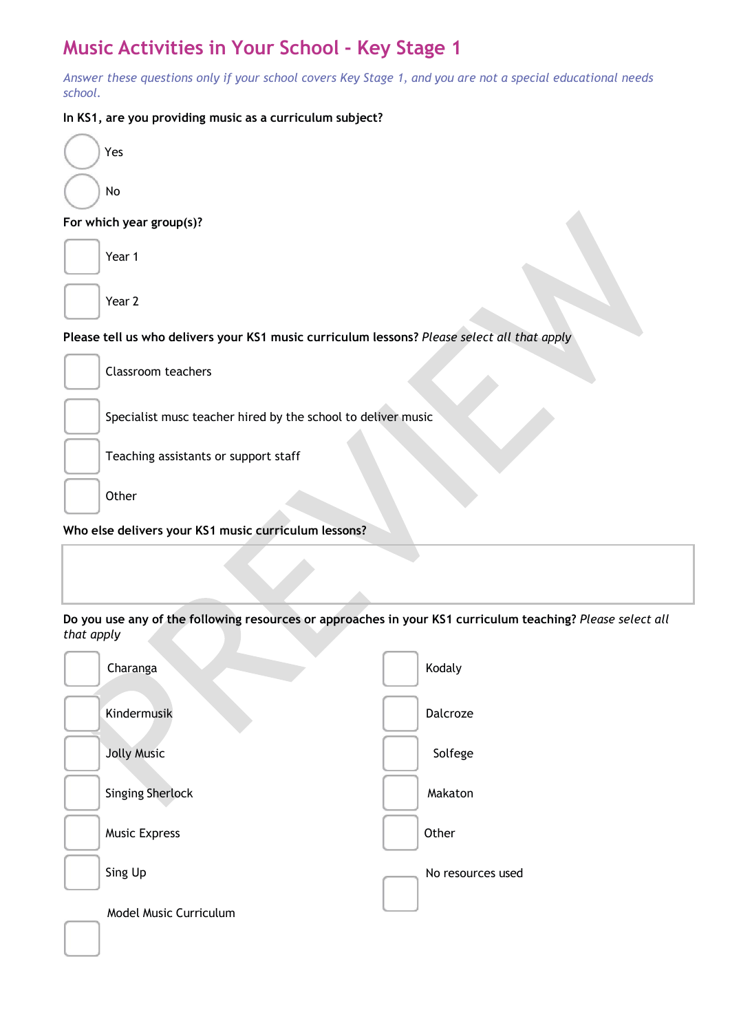# Music Activities in Your School - Key Stage 1

*Answer these questions only if your school covers Key Stage 1, and you are not a special educational needs school.*

**In KS1, are you providing music as a curriculum subject?**

- ○ Yes
- ○ No

**For which year group(s)?**

- ☐ Year 1
- ☐ Year 2

**Please tell us who delivers your KS1 music curriculum lessons?** *Please select all that apply*

- ☐ Classroom teachers
- ☐ Specialist musc teacher hired by the school to deliver music
- ☐ Teaching assistants or support staff
- ☐ Other

**Who else delivers your KS1 music curriculum lessons?**

| |
|---|
| |

**Do you use any of the following resources or approaches in your KS1 curriculum teaching?** *Please select all that apply*

- ☐ Charanga
- ☐ Kindermusik
- ☐ Jolly Music
- ☐ Singing Sherlock
- ☐ Music Express
- ☐ Sing Up
- ☐ Model Music Curriculum
- ☐ Kodaly
- ☐ Dalcroze
- ☐ Solfege
- ☐ Makaton
- ☐ Other
- ☐ No resources used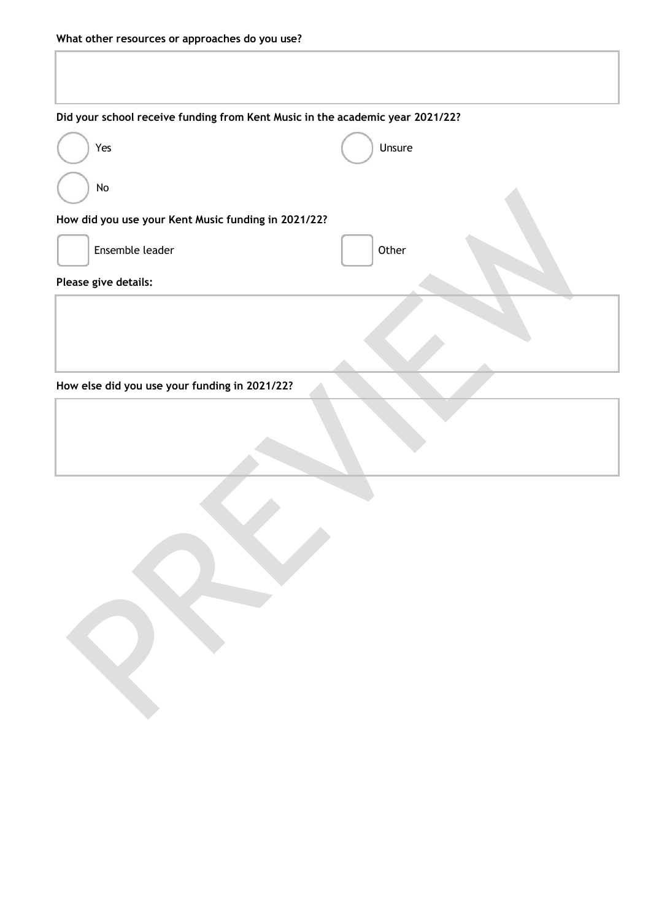**What other resources or approaches do you use?**

**Did your school receive funding from Kent Music in the academic year 2021/22?**

- ◯ Yes
- ◯ Unsure
- ◯ No

**How did you use your Kent Music funding in 2021/22?**

- ☐ Ensemble leader
- ☐ Other

**Please give details:**

**How else did you use your funding in 2021/22?**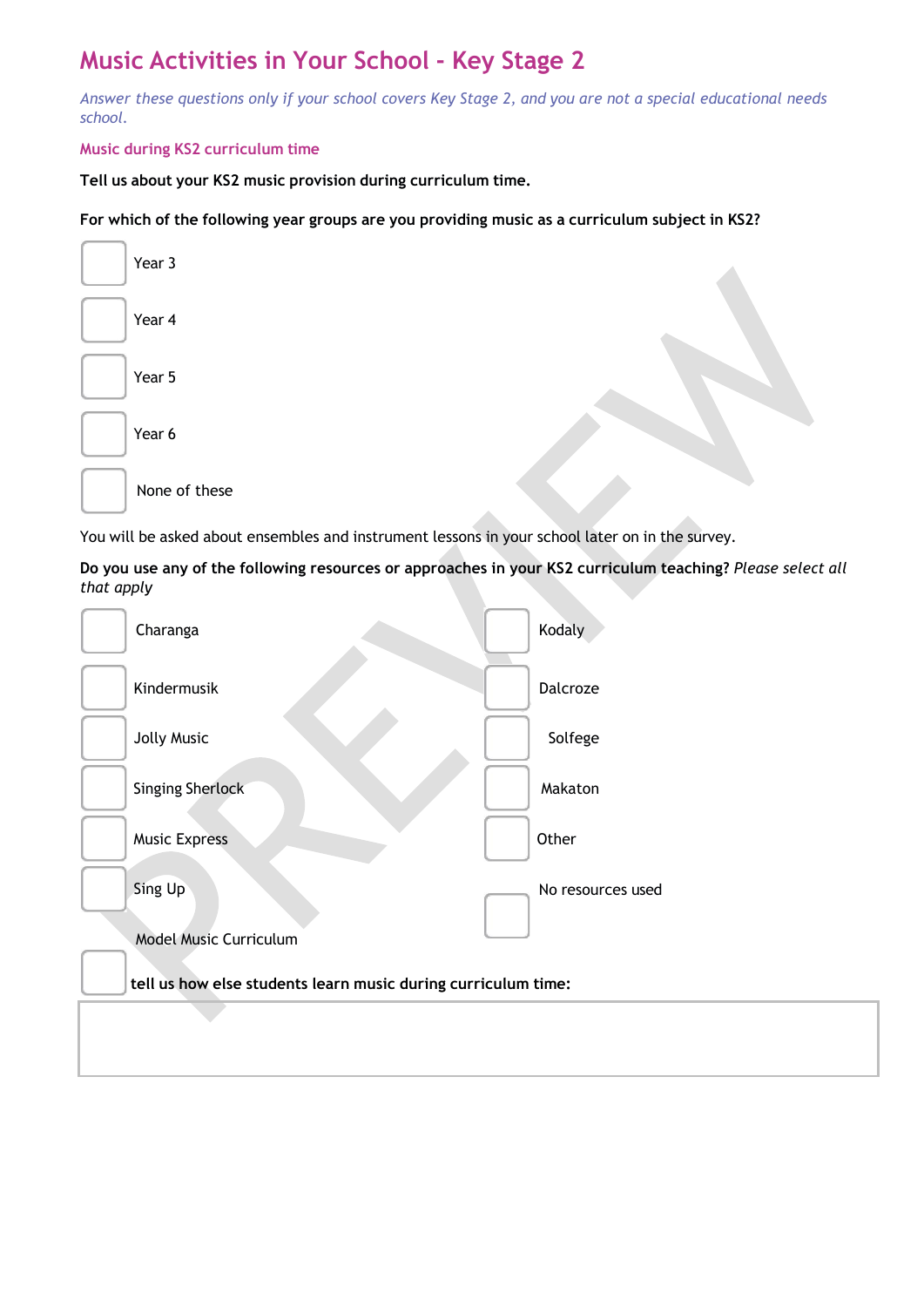# Music Activities in Your School - Key Stage 2

*Answer these questions only if your school covers Key Stage 2, and you are not a special educational needs school.*

## Music during KS2 curriculum time

**Tell us about your KS2 music provision during curriculum time.**

**For which of the following year groups are you providing music as a curriculum subject in KS2?**

- Year 3
- Year 4
- Year 5
- Year 6
- None of these

You will be asked about ensembles and instrument lessons in your school later on in the survey.

**Do you use any of the following resources or approaches in your KS2 curriculum teaching?** *Please select all that apply*

- Charanga
- Kindermusik
- Jolly Music
- Singing Sherlock
- Music Express
- Sing Up
- Model Music Curriculum
- Kodaly
- Dalcroze
- Solfege
- Makaton
- Other
- No resources used

**tell us how else students learn music during curriculum time:**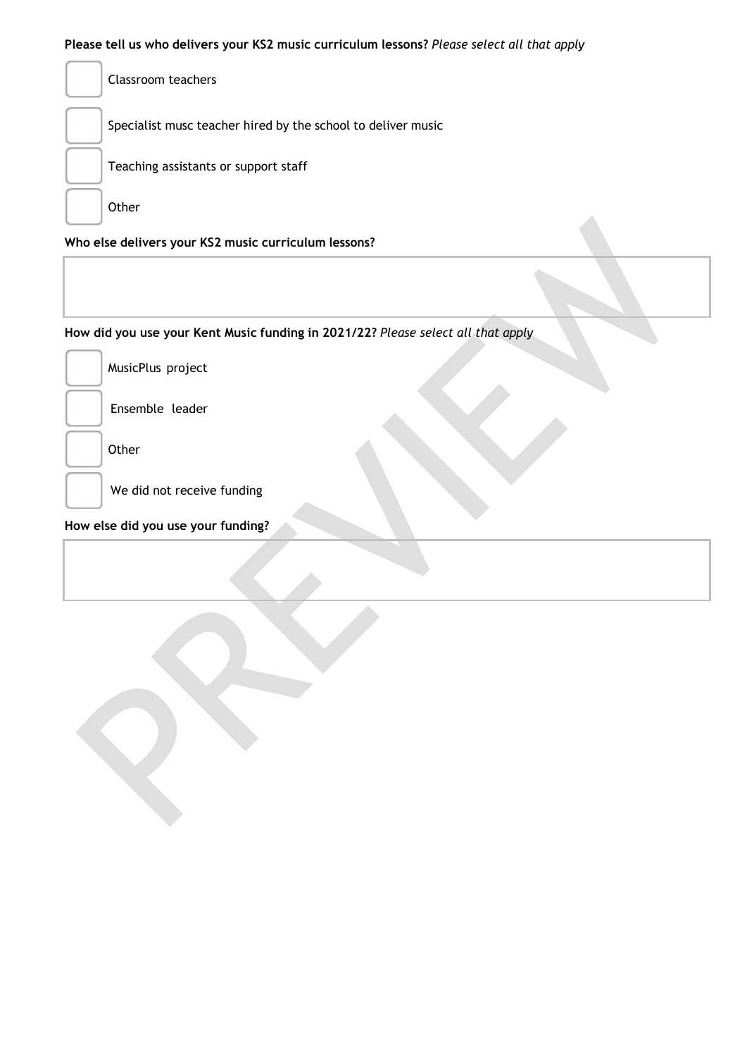**Please tell us who delivers your KS2 music curriculum lessons?** *Please select all that apply*

- [ ] Classroom teachers
- [ ] Specialist musc teacher hired by the school to deliver music
- [ ] Teaching assistants or support staff
- [ ] Other

**Who else delivers your KS2 music curriculum lessons?**

| |
|---|
| |

**How did you use your Kent Music funding in 2021/22?** *Please select all that apply*

- [ ] MusicPlus project
- [ ] Ensemble leader
- [ ] Other
- [ ] We did not receive funding

**How else did you use your funding?**

| |
|---|
| |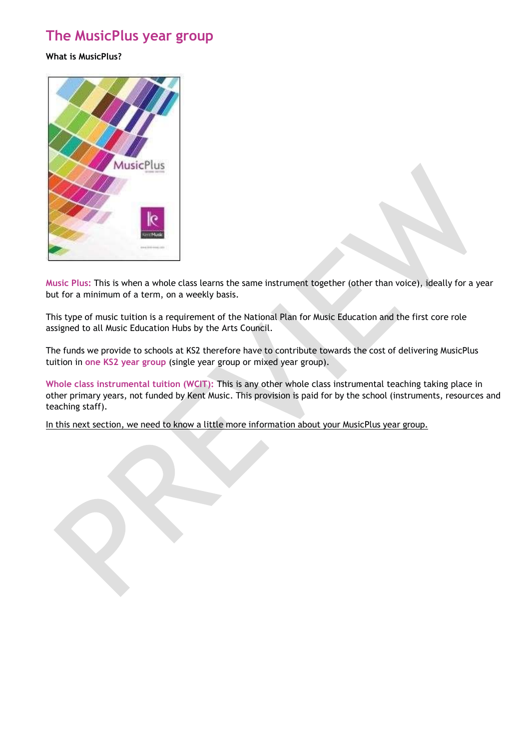## The MusicPlus year group

**What is MusicPlus?**

**Music Plus:** This is when a whole class learns the same instrument together (other than voice), ideally for a year but for a minimum of a term, on a weekly basis.

This type of music tuition is a requirement of the National Plan for Music Education and the first core role assigned to all Music Education Hubs by the Arts Council.

The funds we provide to schools at KS2 therefore have to contribute towards the cost of delivering MusicPlus tuition in **one KS2 year group** (single year group or mixed year group).

**Whole class instrumental tuition (WCIT):** This is any other whole class instrumental teaching taking place in other primary years, not funded by Kent Music. This provision is paid for by the school (instruments, resources and teaching staff).

In this next section, we need to know a little more information about your MusicPlus year group.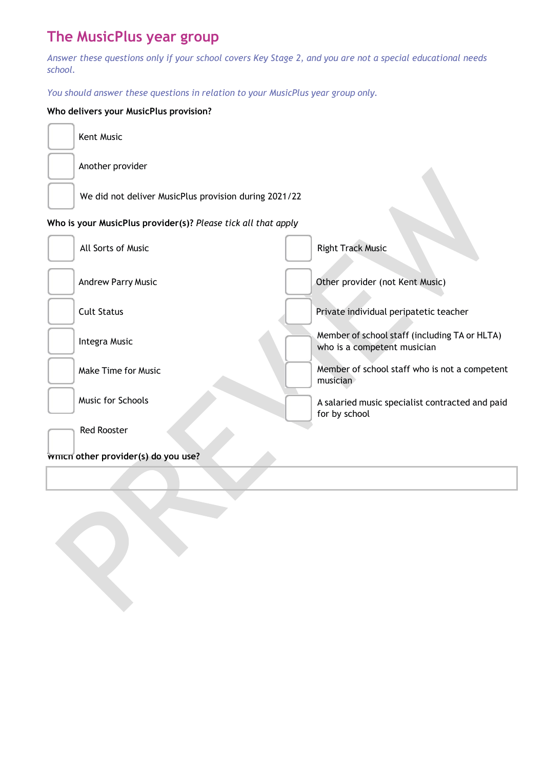# The MusicPlus year group

*Answer these questions only if your school covers Key Stage 2, and you are not a special educational needs school.*

*You should answer these questions in relation to your MusicPlus year group only.*

**Who delivers your MusicPlus provision?**

- ☐ Kent Music
- ☐ Another provider
- ☐ We did not deliver MusicPlus provision during 2021/22

**Who is your MusicPlus provider(s)?** *Please tick all that apply*

- ☐ All Sorts of Music
- ☐ Andrew Parry Music
- ☐ Cult Status
- ☐ Integra Music
- ☐ Make Time for Music
- ☐ Music for Schools
- ☐ Red Rooster
- ☐ Right Track Music
- ☐ Other provider (not Kent Music)
- ☐ Private individual peripatetic teacher
- ☐ Member of school staff (including TA or HLTA) who is a competent musician
- ☐ Member of school staff who is not a competent musician
- ☐ A salaried music specialist contracted and paid for by school

**Which other provider(s) do you use?**

\_\_\_\_\_\_\_\_\_\_\_\_\_\_\_\_\_\_\_\_\_\_\_\_\_\_\_\_\_\_\_\_\_\_\_\_\_\_\_\_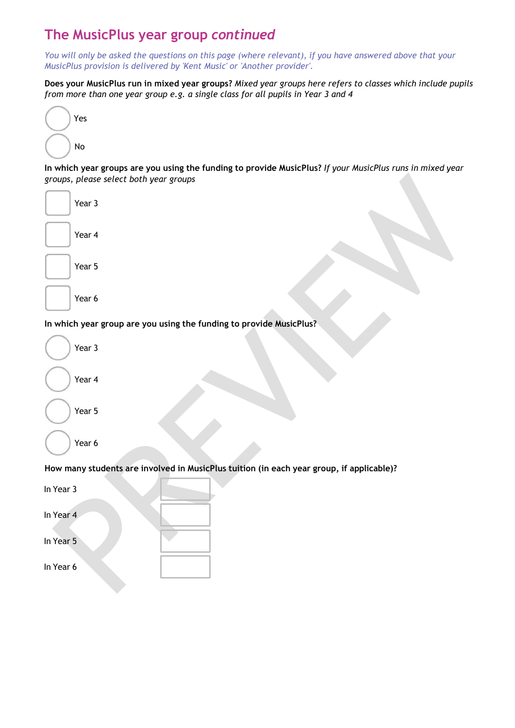## The MusicPlus year group *continued*

*You will only be asked the questions on this page (where relevant), if you have answered above that your MusicPlus provision is delivered by 'Kent Music' or 'Another provider'.*

**Does your MusicPlus run in mixed year groups?** *Mixed year groups here refers to classes which include pupils from more than one year group e.g. a single class for all pupils in Year 3 and 4*

- ○ Yes
- ○ No

**In which year groups are you using the funding to provide MusicPlus?** *If your MusicPlus runs in mixed year groups, please select both year groups*

- ☐ Year 3
- ☐ Year 4
- ☐ Year 5
- ☐ Year 6

**In which year group are you using the funding to provide MusicPlus?**

- ○ Year 3
- ○ Year 4
- ○ Year 5
- ○ Year 6

**How many students are involved in MusicPlus tuition (in each year group, if applicable)?**

In Year 3 ____

In Year 4 ____

In Year 5 ____

In Year 6 ____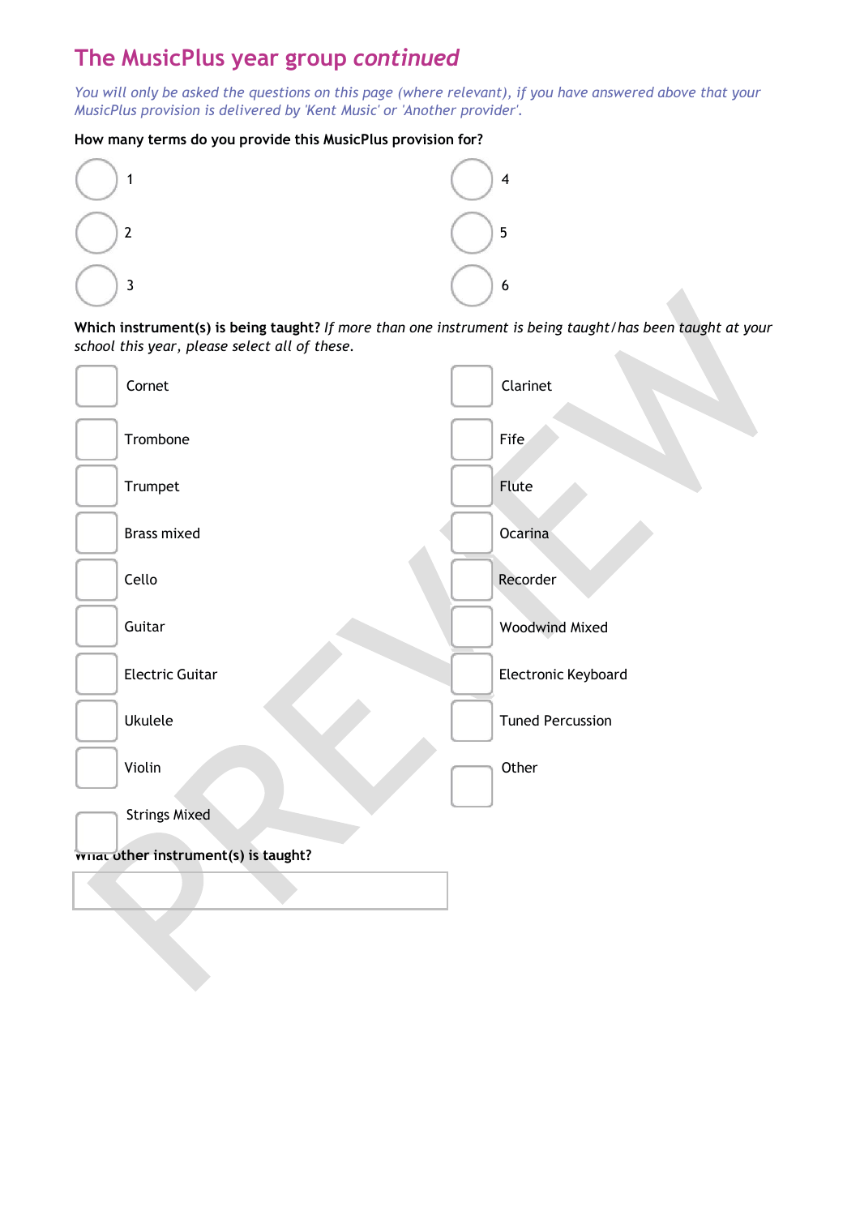# The MusicPlus year group *continued*

*You will only be asked the questions on this page (where relevant), if you have answered above that your MusicPlus provision is delivered by 'Kent Music' or 'Another provider'.*

**How many terms do you provide this MusicPlus provision for?**

- ○ 1
- ○ 2
- ○ 3
- ○ 4
- ○ 5
- ○ 6

**Which instrument(s) is being taught?** *If more than one instrument is being taught/has been taught at your school this year, please select all of these.*

- ☐ Cornet
- ☐ Trombone
- ☐ Trumpet
- ☐ Brass mixed
- ☐ Cello
- ☐ Guitar
- ☐ Electric Guitar
- ☐ Ukulele
- ☐ Violin
- ☐ Strings Mixed
- ☐ Clarinet
- ☐ Fife
- ☐ Flute
- ☐ Ocarina
- ☐ Recorder
- ☐ Woodwind Mixed
- ☐ Electronic Keyboard
- ☐ Tuned Percussion
- ☐ Other

**What other instrument(s) is taught?**

\_\_\_\_\_\_\_\_\_\_\_\_\_\_\_\_\_\_\_\_\_\_\_\_\_\_\_\_\_\_\_\_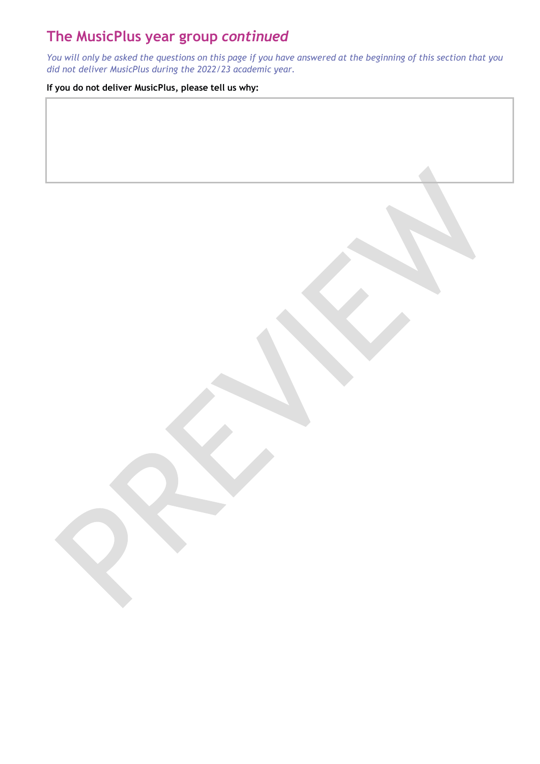## The MusicPlus year group *continued*

*You will only be asked the questions on this page if you have answered at the beginning of this section that you did not deliver MusicPlus during the 2022/23 academic year.*

**If you do not deliver MusicPlus, please tell us why:**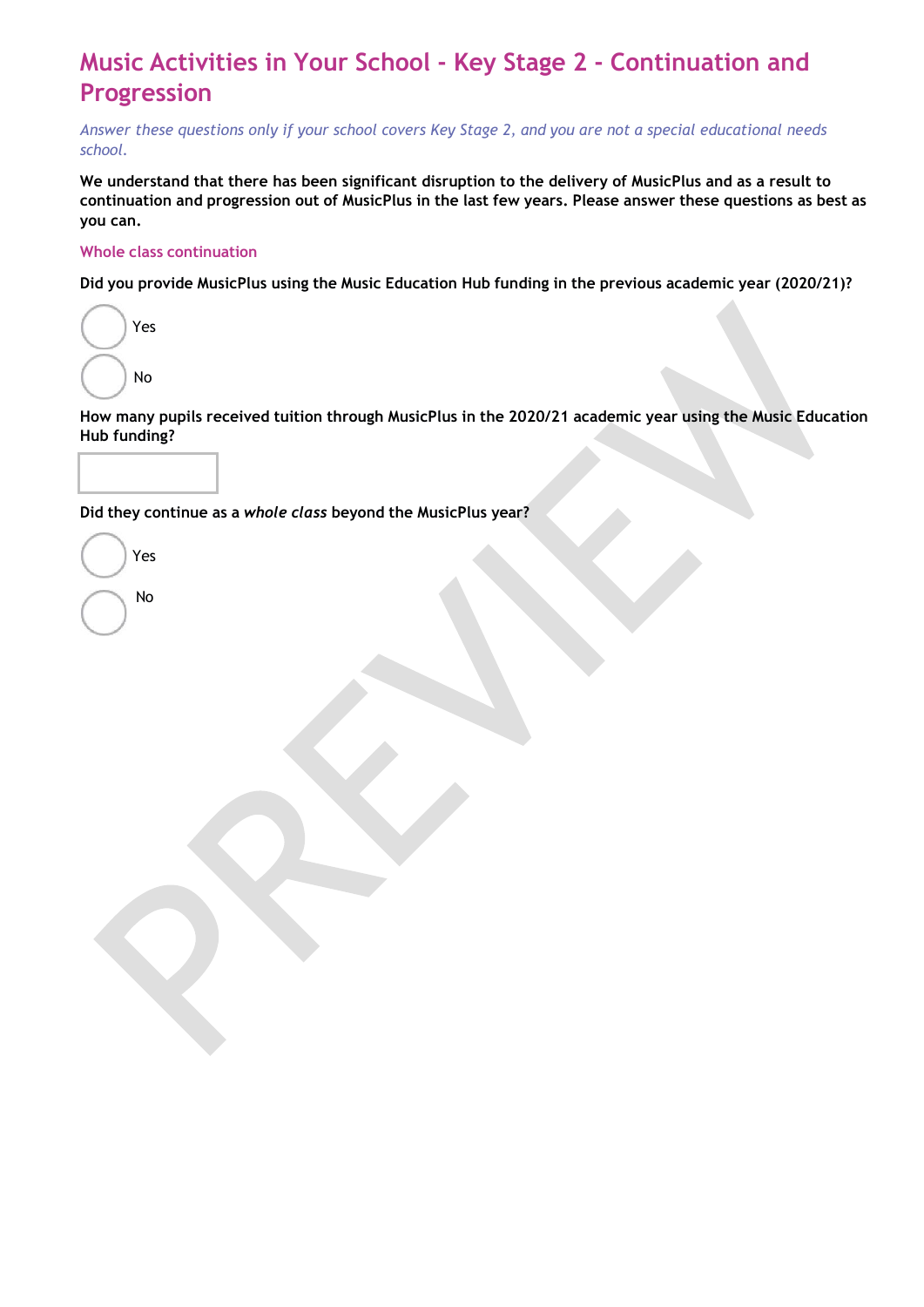# Music Activities in Your School - Key Stage 2 - Continuation and Progression

*Answer these questions only if your school covers Key Stage 2, and you are not a special educational needs school.*

**We understand that there has been significant disruption to the delivery of MusicPlus and as a result to continuation and progression out of MusicPlus in the last few years. Please answer these questions as best as you can.**

## Whole class continuation

**Did you provide MusicPlus using the Music Education Hub funding in the previous academic year (2020/21)?**

- Yes
- No

**How many pupils received tuition through MusicPlus in the 2020/21 academic year using the Music Education Hub funding?**

**Did they continue as a *whole class* beyond the MusicPlus year?**

- Yes
- No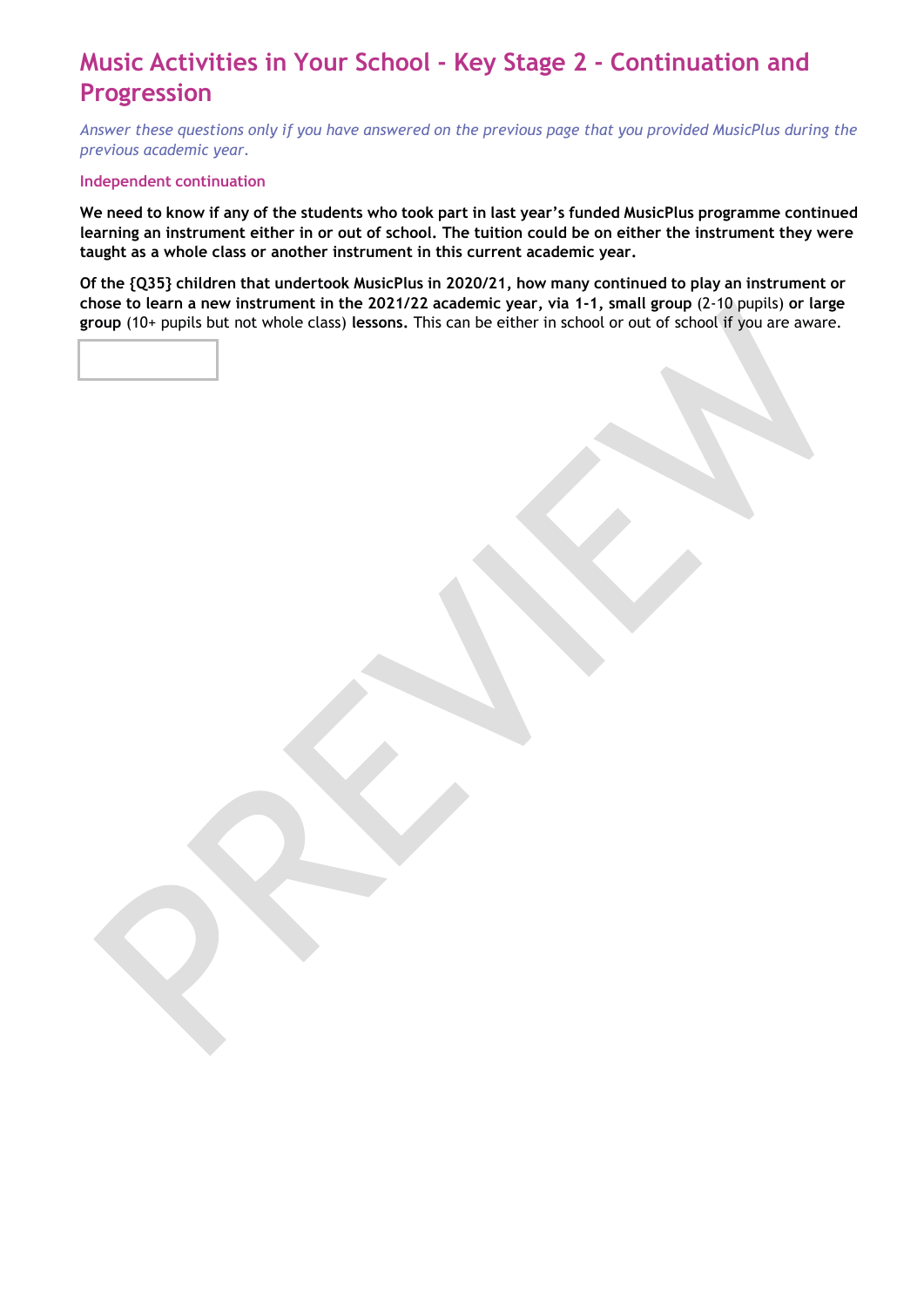# Music Activities in Your School - Key Stage 2 - Continuation and Progression

*Answer these questions only if you have answered on the previous page that you provided MusicPlus during the previous academic year.*

### Independent continuation

**We need to know if any of the students who took part in last year's funded MusicPlus programme continued learning an instrument either in or out of school. The tuition could be on either the instrument they were taught as a whole class or another instrument in this current academic year.**

**Of the {Q35} children that undertook MusicPlus in 2020/21, how many continued to play an instrument or chose to learn a new instrument in the 2021/22 academic year, via 1-1, small group** (2-10 pupils) **or large group** (10+ pupils but not whole class) **lessons.** This can be either in school or out of school if you are aware.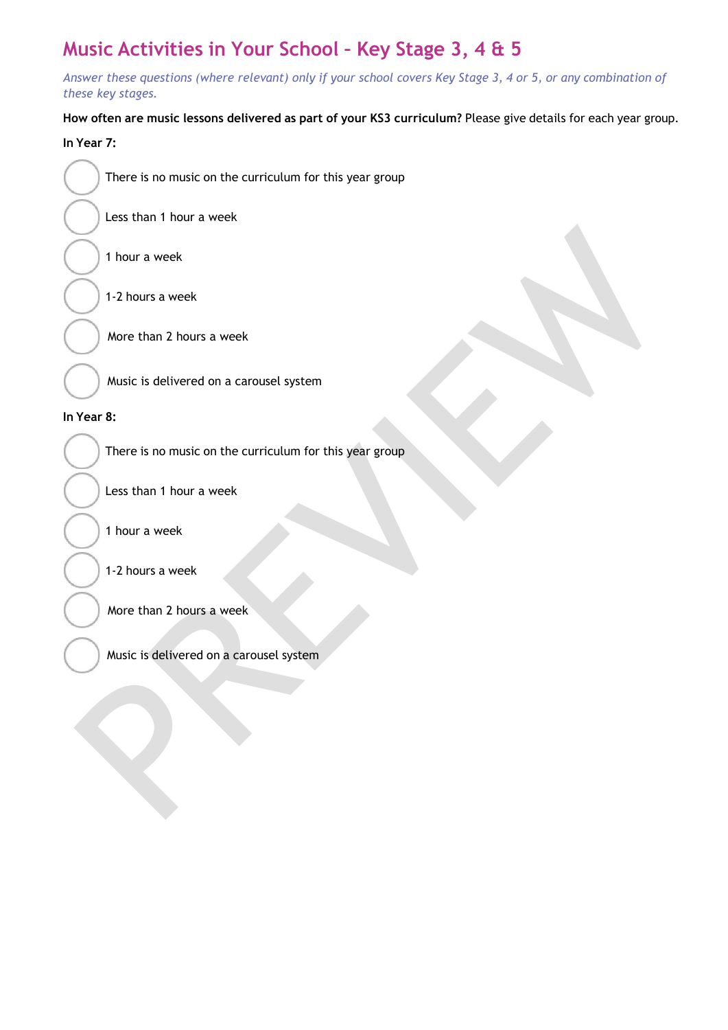# Music Activities in Your School – Key Stage 3, 4 & 5

*Answer these questions (where relevant) only if your school covers Key Stage 3, 4 or 5, or any combination of these key stages.*

**How often are music lessons delivered as part of your KS3 curriculum?** Please give details for each year group.

**In Year 7:**

- There is no music on the curriculum for this year group
- Less than 1 hour a week
- 1 hour a week
- 1-2 hours a week
- More than 2 hours a week
- Music is delivered on a carousel system

**In Year 8:**

- There is no music on the curriculum for this year group
- Less than 1 hour a week
- 1 hour a week
- 1-2 hours a week
- More than 2 hours a week
- Music is delivered on a carousel system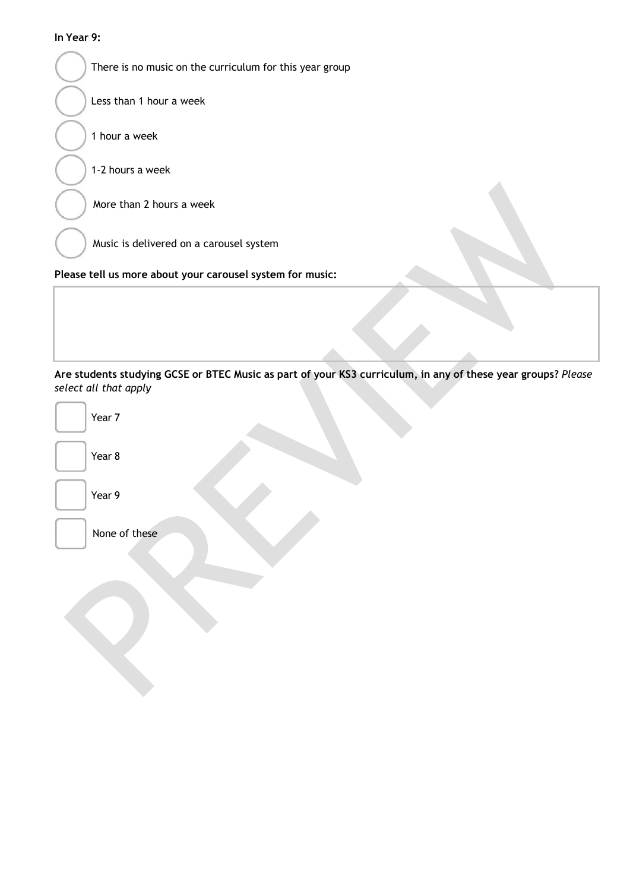**In Year 9:**

- ○ There is no music on the curriculum for this year group
- ○ Less than 1 hour a week
- ○ 1 hour a week
- ○ 1-2 hours a week
- ○ More than 2 hours a week
- ○ Music is delivered on a carousel system

**Please tell us more about your carousel system for music:**

**Are students studying GCSE or BTEC Music as part of your KS3 curriculum, in any of these year groups?** *Please select all that apply*

- ☐ Year 7
- ☐ Year 8
- ☐ Year 9
- ☐ None of these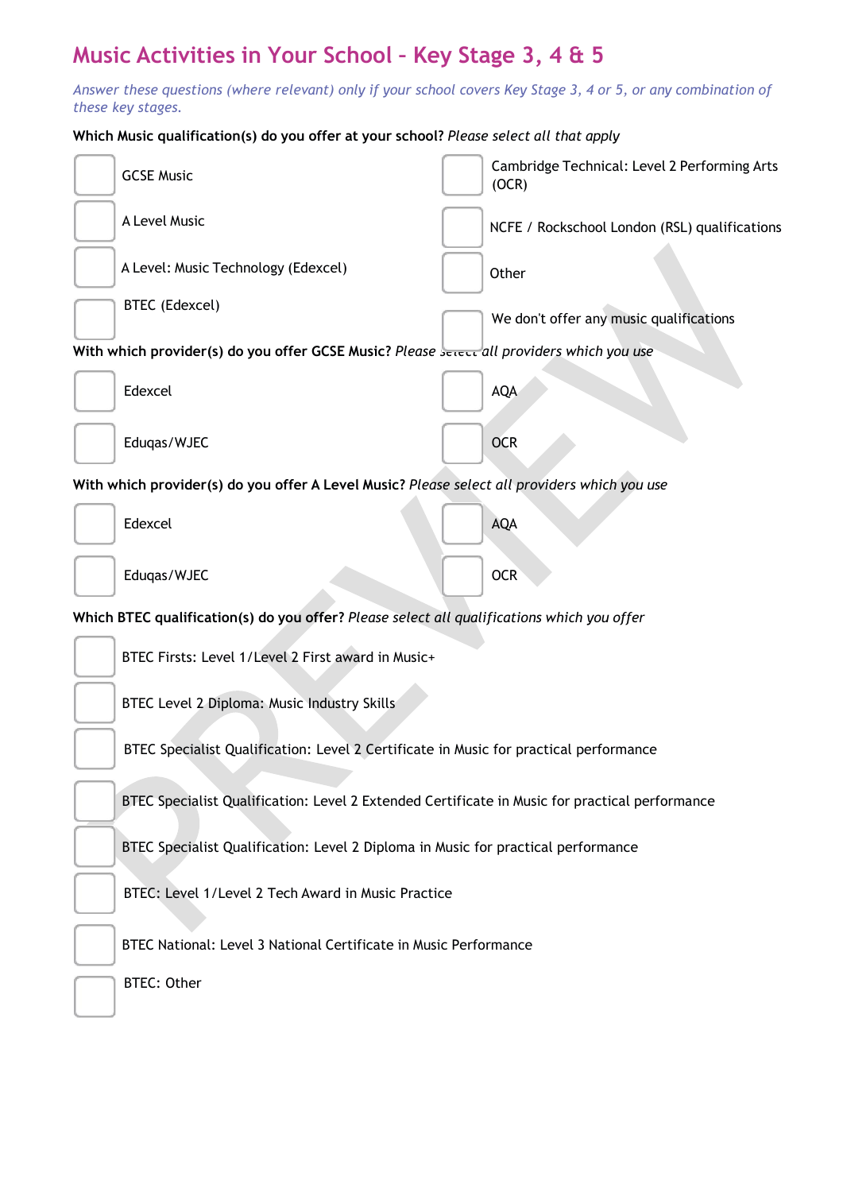# Music Activities in Your School – Key Stage 3, 4 & 5

*Answer these questions (where relevant) only if your school covers Key Stage 3, 4 or 5, or any combination of these key stages.*

**Which Music qualification(s) do you offer at your school?** *Please select all that apply*

- GCSE Music
- A Level Music
- A Level: Music Technology (Edexcel)
- BTEC (Edexcel)
- Cambridge Technical: Level 2 Performing Arts (OCR)
- NCFE / Rockschool London (RSL) qualifications
- Other
- We don't offer any music qualifications

**With which provider(s) do you offer GCSE Music?** *Please select all providers which you use*

- Edexcel
- Eduqas/WJEC
- AQA
- OCR

**With which provider(s) do you offer A Level Music?** *Please select all providers which you use*

- Edexcel
- Eduqas/WJEC
- AQA
- OCR

**Which BTEC qualification(s) do you offer?** *Please select all qualifications which you offer*

- BTEC Firsts: Level 1/Level 2 First award in Music+
- BTEC Level 2 Diploma: Music Industry Skills
- BTEC Specialist Qualification: Level 2 Certificate in Music for practical performance
- BTEC Specialist Qualification: Level 2 Extended Certificate in Music for practical performance
- BTEC Specialist Qualification: Level 2 Diploma in Music for practical performance
- BTEC: Level 1/Level 2 Tech Award in Music Practice
- BTEC National: Level 3 National Certificate in Music Performance
- BTEC: Other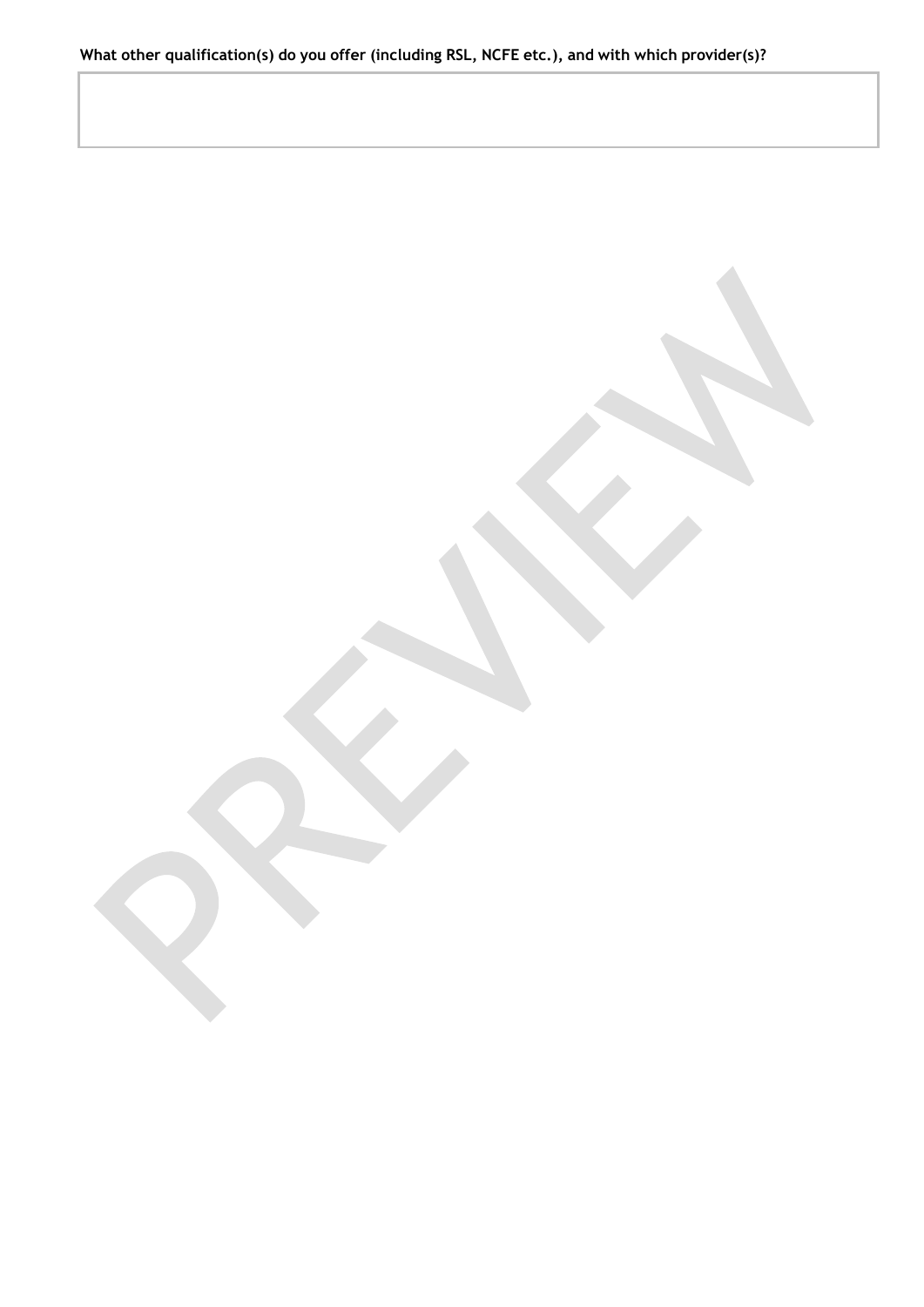**What other qualification(s) do you offer (including RSL, NCFE etc.), and with which provider(s)?**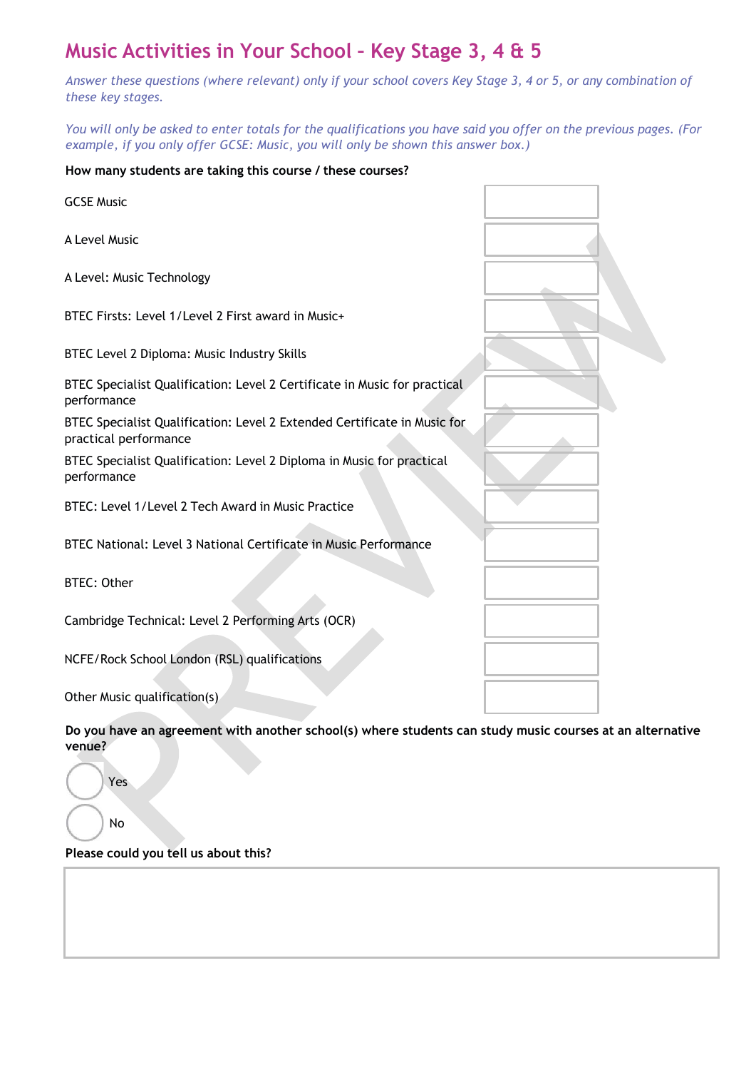# Music Activities in Your School – Key Stage 3, 4 & 5

*Answer these questions (where relevant) only if your school covers Key Stage 3, 4 or 5, or any combination of these key stages.*

*You will only be asked to enter totals for the qualifications you have said you offer on the previous pages. (For example, if you only offer GCSE: Music, you will only be shown this answer box.)*

**How many students are taking this course / these courses?**

| | |
|---|---|
| GCSE Music | |
| A Level Music | |
| A Level: Music Technology | |
| BTEC Firsts: Level 1/Level 2 First award in Music+ | |
| BTEC Level 2 Diploma: Music Industry Skills | |
| BTEC Specialist Qualification: Level 2 Certificate in Music for practical performance | |
| BTEC Specialist Qualification: Level 2 Extended Certificate in Music for practical performance | |
| BTEC Specialist Qualification: Level 2 Diploma in Music for practical performance | |
| BTEC: Level 1/Level 2 Tech Award in Music Practice | |
| BTEC National: Level 3 National Certificate in Music Performance | |
| BTEC: Other | |
| Cambridge Technical: Level 2 Performing Arts (OCR) | |
| NCFE/Rock School London (RSL) qualifications | |
| Other Music qualification(s) | |

**Do you have an agreement with another school(s) where students can study music courses at an alternative venue?**

- Yes
- No

**Please could you tell us about this?**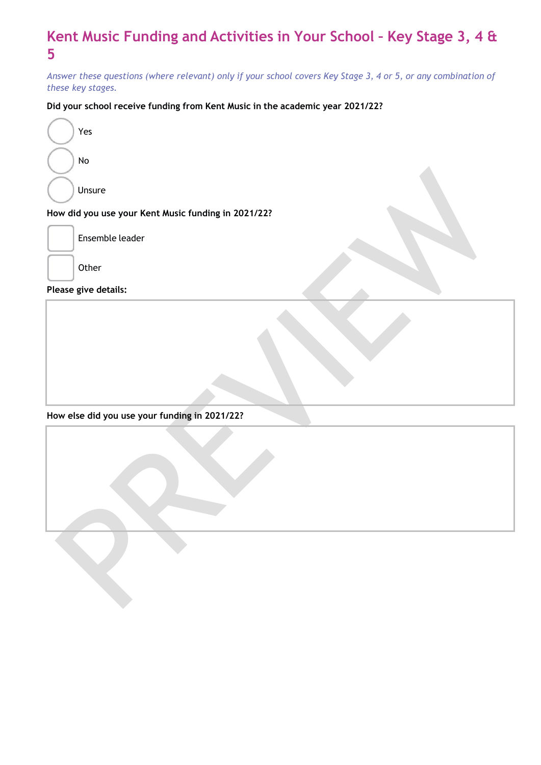## Kent Music Funding and Activities in Your School – Key Stage 3, 4 & 5

*Answer these questions (where relevant) only if your school covers Key Stage 3, 4 or 5, or any combination of these key stages.*

**Did your school receive funding from Kent Music in the academic year 2021/22?**

- Yes
- No
- Unsure

**How did you use your Kent Music funding in 2021/22?**

- Ensemble leader
- Other

**Please give details:**

**How else did you use your funding in 2021/22?**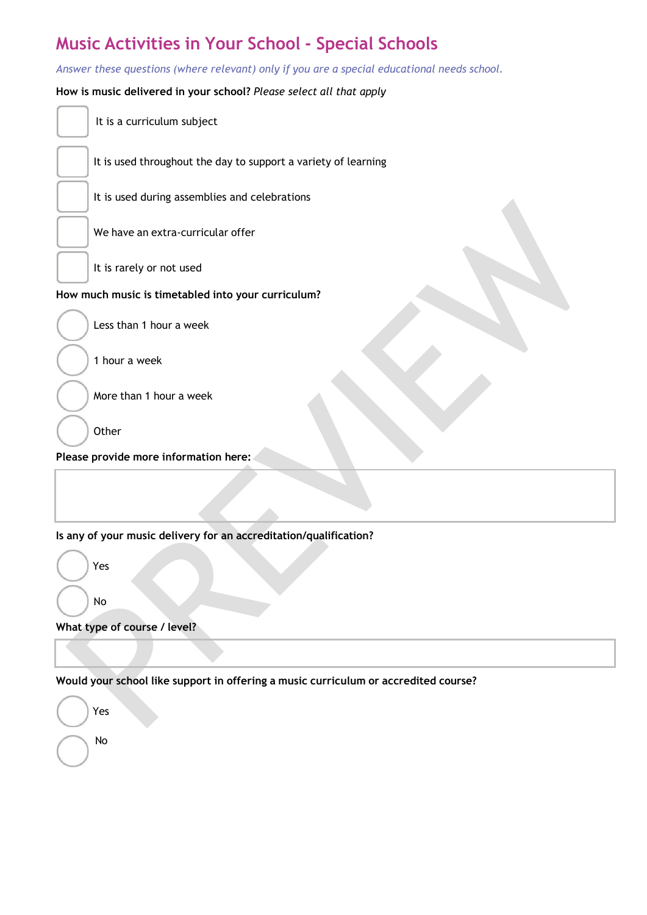# Music Activities in Your School - Special Schools

*Answer these questions (where relevant) only if you are a special educational needs school.*

**How is music delivered in your school?** *Please select all that apply*

- [ ] It is a curriculum subject
- [ ] It is used throughout the day to support a variety of learning
- [ ] It is used during assemblies and celebrations
- [ ] We have an extra-curricular offer
- [ ] It is rarely or not used

**How much music is timetabled into your curriculum?**

- ○ Less than 1 hour a week
- ○ 1 hour a week
- ○ More than 1 hour a week
- ○ Other

**Please provide more information here:**

| |
|---|
| |

**Is any of your music delivery for an accreditation/qualification?**

- ○ Yes
- ○ No

**What type of course / level?**

| |
|---|
| |

**Would your school like support in offering a music curriculum or accredited course?**

- ○ Yes
- ○ No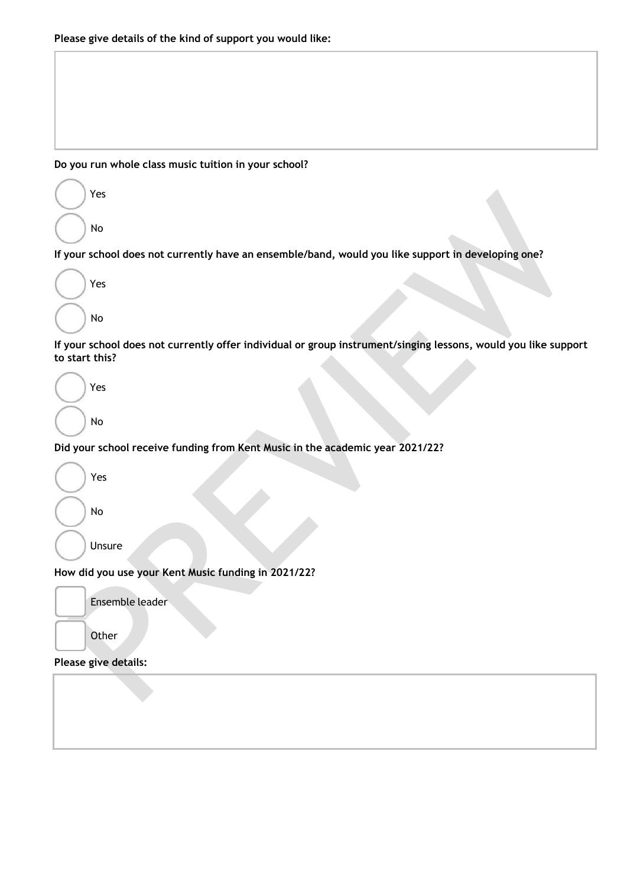**Please give details of the kind of support you would like:**

**Do you run whole class music tuition in your school?**

- ◯ Yes
- ◯ No

**If your school does not currently have an ensemble/band, would you like support in developing one?**

- ◯ Yes
- ◯ No

**If your school does not currently offer individual or group instrument/singing lessons, would you like support to start this?**

- ◯ Yes
- ◯ No

**Did your school receive funding from Kent Music in the academic year 2021/22?**

- ◯ Yes
- ◯ No
- ◯ Unsure

**How did you use your Kent Music funding in 2021/22?**

- ☐ Ensemble leader
- ☐ Other

**Please give details:**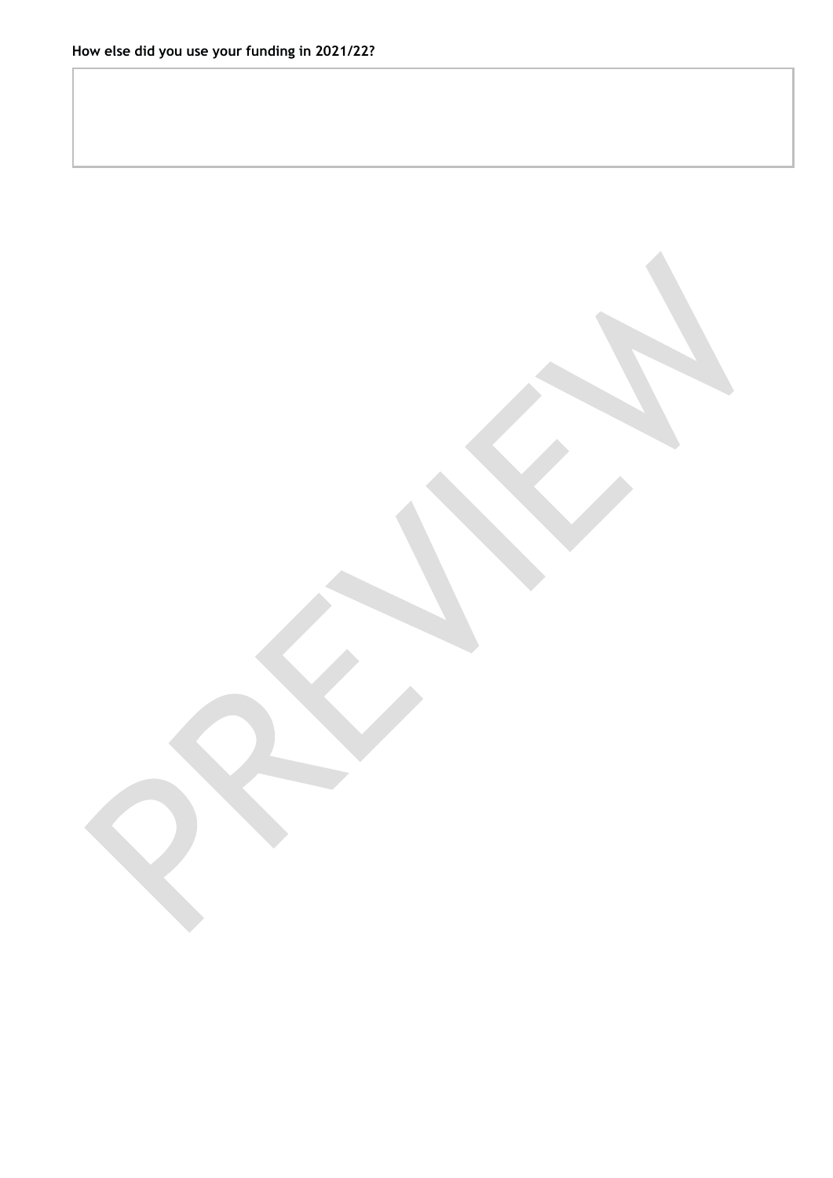**How else did you use your funding in 2021/22?**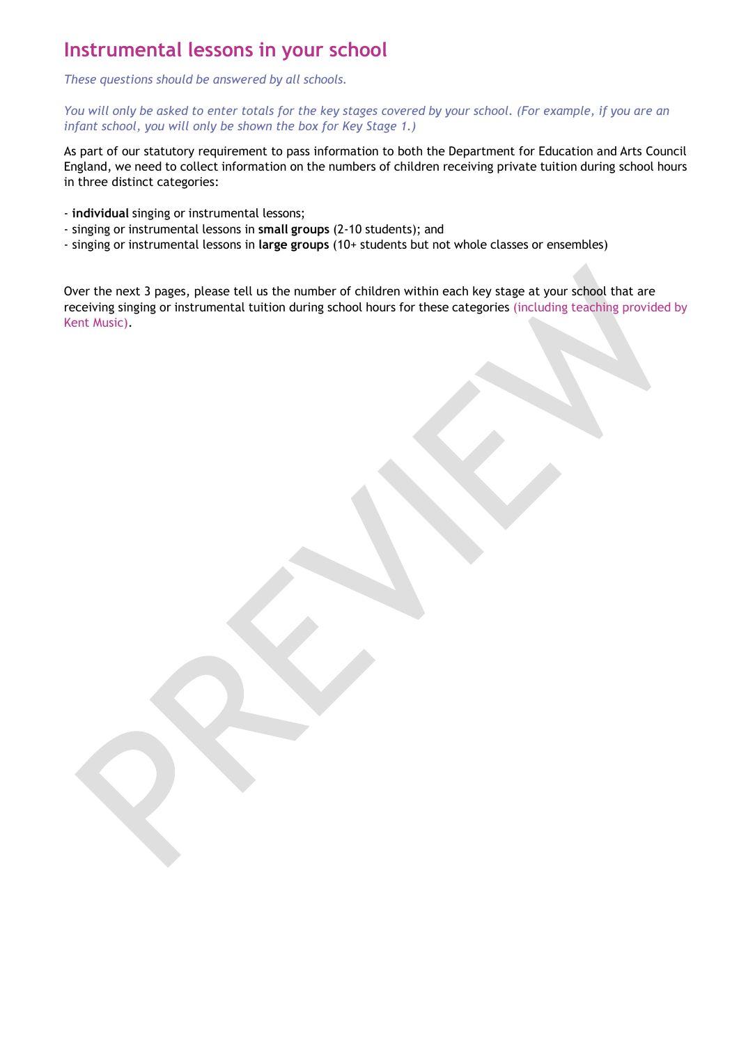# Instrumental lessons in your school

*These questions should be answered by all schools.*

*You will only be asked to enter totals for the key stages covered by your school. (For example, if you are an infant school, you will only be shown the box for Key Stage 1.)*

As part of our statutory requirement to pass information to both the Department for Education and Arts Council England, we need to collect information on the numbers of children receiving private tuition during school hours in three distinct categories:

- **individual** singing or instrumental lessons;
- singing or instrumental lessons in **small groups** (2-10 students); and
- singing or instrumental lessons in **large groups** (10+ students but not whole classes or ensembles)

Over the next 3 pages, please tell us the number of children within each key stage at your school that are receiving singing or instrumental tuition during school hours for these categories (including teaching provided by Kent Music).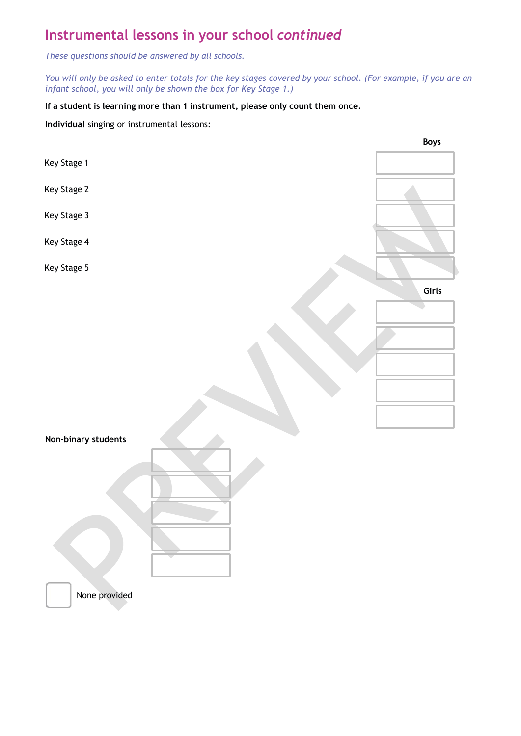# Instrumental lessons in your school *continued*

*These questions should be answered by all schools.*

*You will only be asked to enter totals for the key stages covered by your school. (For example, if you are an infant school, you will only be shown the box for Key Stage 1.)*

**If a student is learning more than 1 instrument, please only count them once.**

**Individual** singing or instrumental lessons:

| | Boys |
|---|---|
| Key Stage 1 | |
| Key Stage 2 | |
| Key Stage 3 | |
| Key Stage 4 | |
| Key Stage 5 | |

**Girls**

| |
|---|
| |
| |
| |
| |
| |

**Non-binary students**

| |
|---|
| |
| |
| |
| |
| |

☐ None provided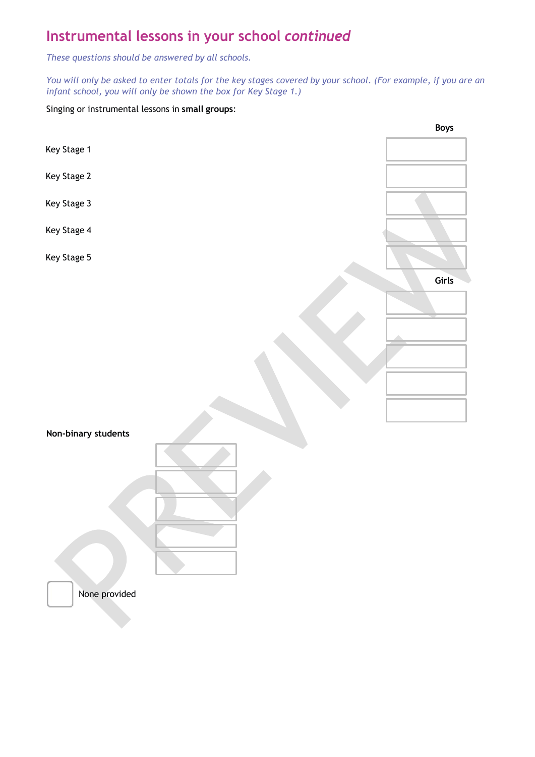## Instrumental lessons in your school *continued*

*These questions should be answered by all schools.*

*You will only be asked to enter totals for the key stages covered by your school. (For example, if you are an infant school, you will only be shown the box for Key Stage 1.)*

Singing or instrumental lessons in **small groups**:

| | Boys |
|---|---|
| Key Stage 1 | |
| Key Stage 2 | |
| Key Stage 3 | |
| Key Stage 4 | |
| Key Stage 5 | |

**Girls**

| | |
|---|---|
| | |
| | |
| | |
| | |

**Non-binary students**

| | |
|---|---|
| | |
| | |
| | |
| | |

☐ None provided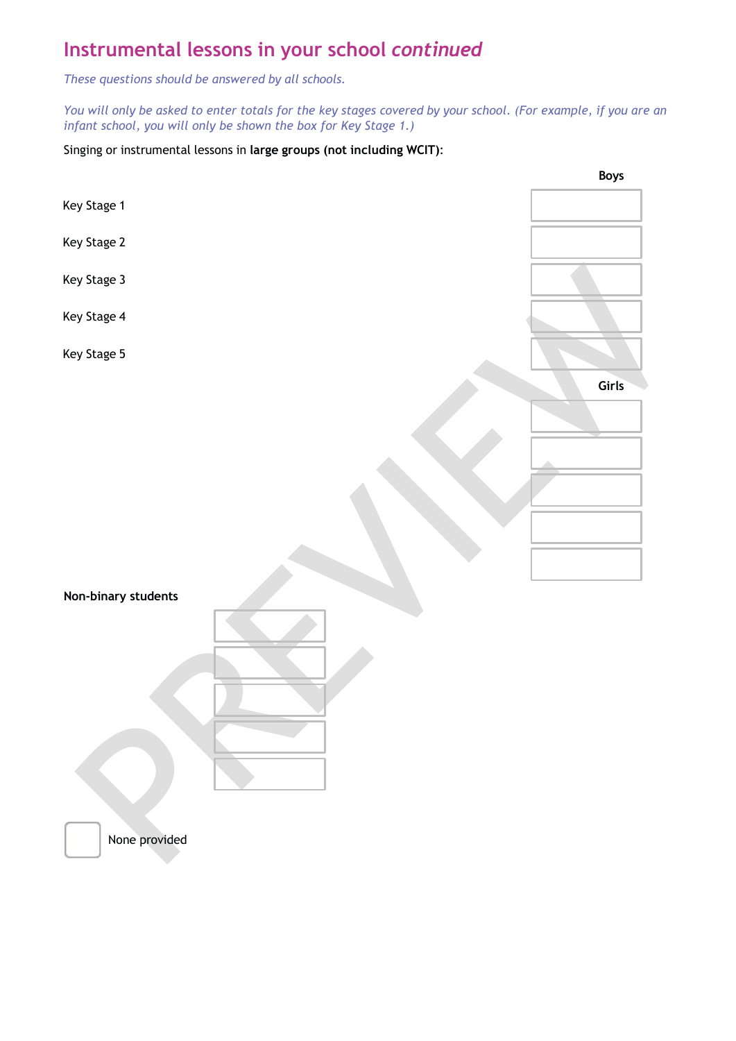## Instrumental lessons in your school *continued*

*These questions should be answered by all schools.*

*You will only be asked to enter totals for the key stages covered by your school. (For example, if you are an infant school, you will only be shown the box for Key Stage 1.)*

Singing or instrumental lessons in **large groups (not including WCIT)**:

| | **Boys** |
|---|---|
| Key Stage 1 | |
| Key Stage 2 | |
| Key Stage 3 | |
| Key Stage 4 | |
| Key Stage 5 | |

| | **Girls** |
|---|---|
| Key Stage 1 | |
| Key Stage 2 | |
| Key Stage 3 | |
| Key Stage 4 | |
| Key Stage 5 | |

**Non-binary students**

| | |
|---|---|
| Key Stage 1 | |
| Key Stage 2 | |
| Key Stage 3 | |
| Key Stage 4 | |
| Key Stage 5 | |

☐ None provided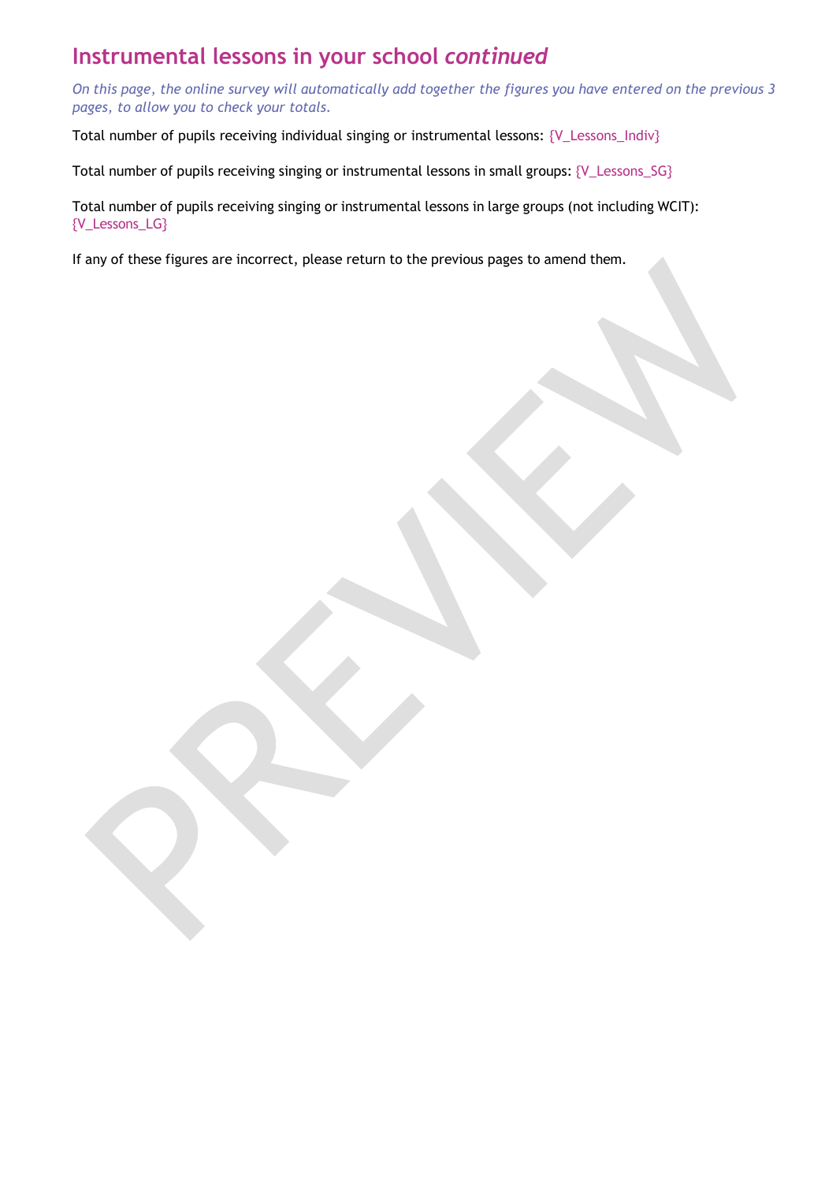## Instrumental lessons in your school *continued*

*On this page, the online survey will automatically add together the figures you have entered on the previous 3 pages, to allow you to check your totals.*

Total number of pupils receiving individual singing or instrumental lessons: {V_Lessons_Indiv}

Total number of pupils receiving singing or instrumental lessons in small groups: {V_Lessons_SG}

Total number of pupils receiving singing or instrumental lessons in large groups (not including WCIT): {V_Lessons_LG}

If any of these figures are incorrect, please return to the previous pages to amend them.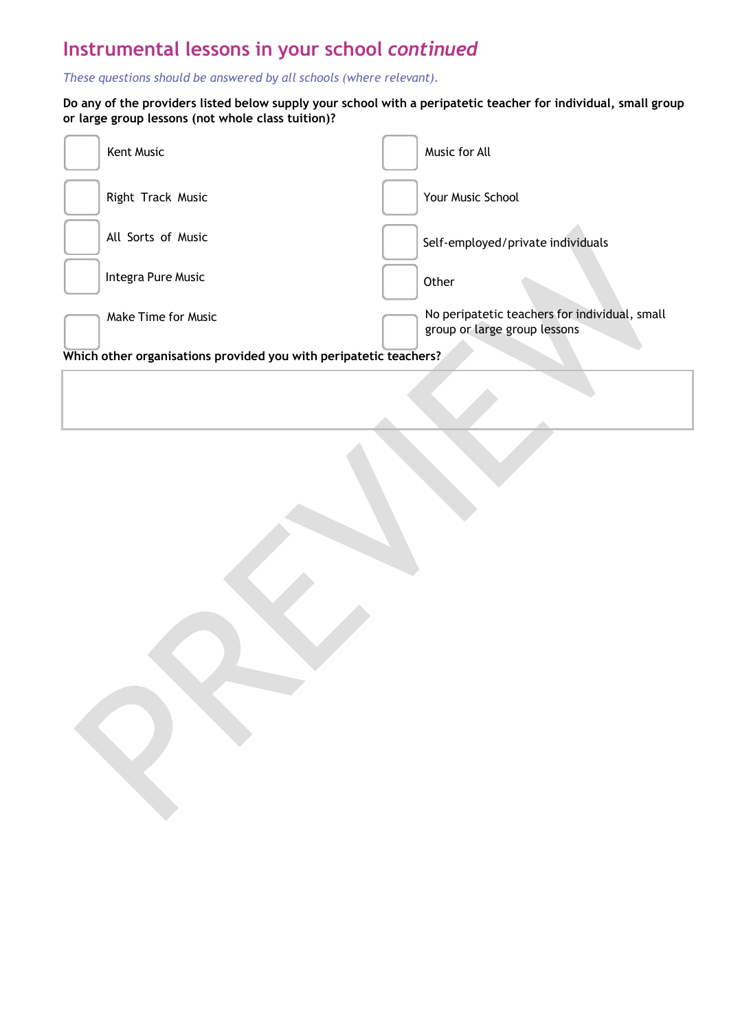## Instrumental lessons in your school *continued*

*These questions should be answered by all schools (where relevant).*

**Do any of the providers listed below supply your school with a peripatetic teacher for individual, small group or large group lessons (not whole class tuition)?**

- ☐ Kent Music
- ☐ Right Track Music
- ☐ All Sorts of Music
- ☐ Integra Pure Music
- ☐ Make Time for Music
- ☐ Music for All
- ☐ Your Music School
- ☐ Self-employed/private individuals
- ☐ Other
- ☐ No peripatetic teachers for individual, small group or large group lessons

**Which other organisations provided you with peripatetic teachers?**

&nbsp;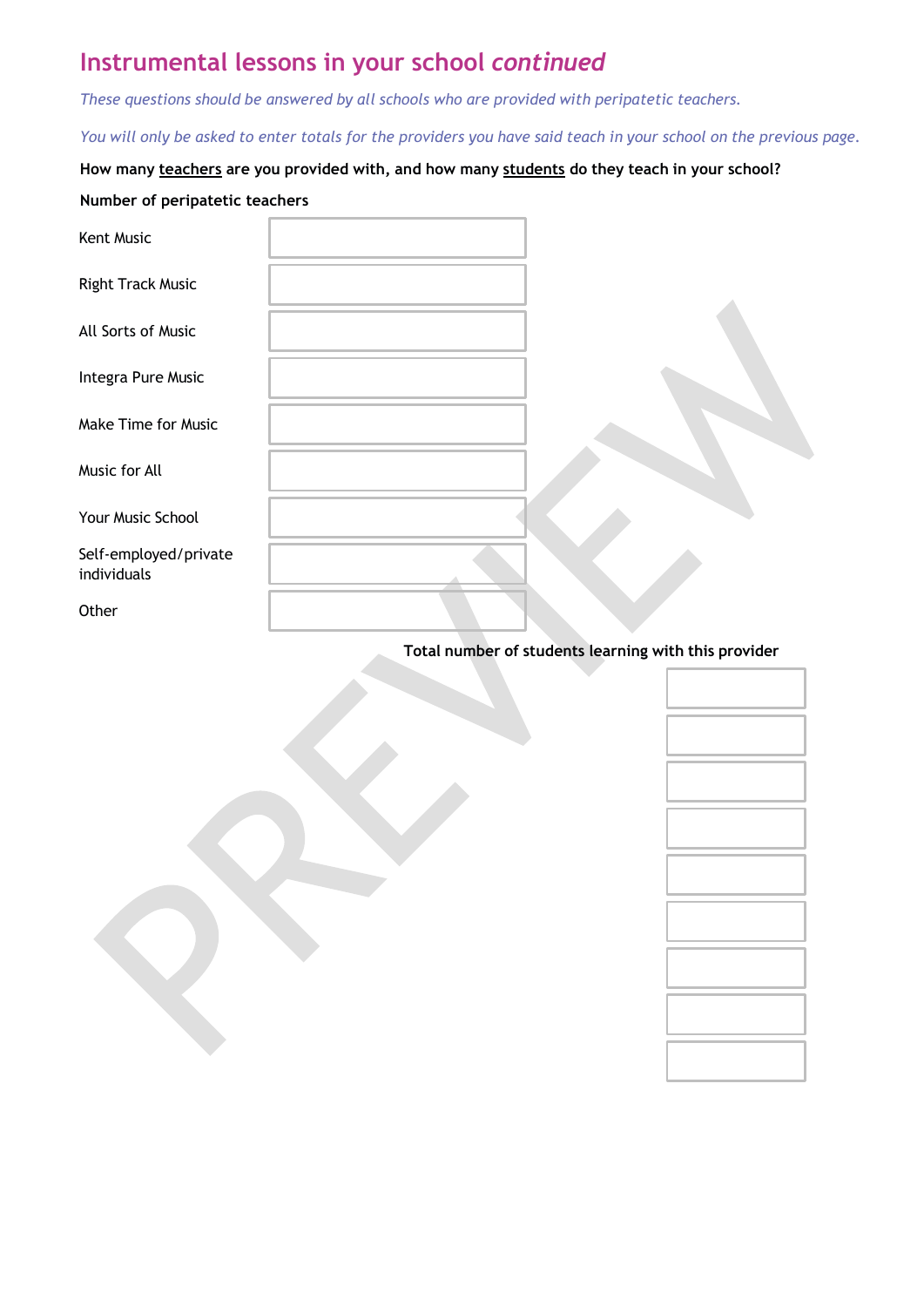# Instrumental lessons in your school *continued*

*These questions should be answered by all schools who are provided with peripatetic teachers.*

*You will only be asked to enter totals for the providers you have said teach in your school on the previous page.*

**How many teachers are you provided with, and how many students do they teach in your school?**

**Number of peripatetic teachers**

| | Number of peripatetic teachers | Total number of students learning with this provider |
|---|---|---|
| Kent Music | | |
| Right Track Music | | |
| All Sorts of Music | | |
| Integra Pure Music | | |
| Make Time for Music | | |
| Music for All | | |
| Your Music School | | |
| Self-employed/private individuals | | |
| Other | | |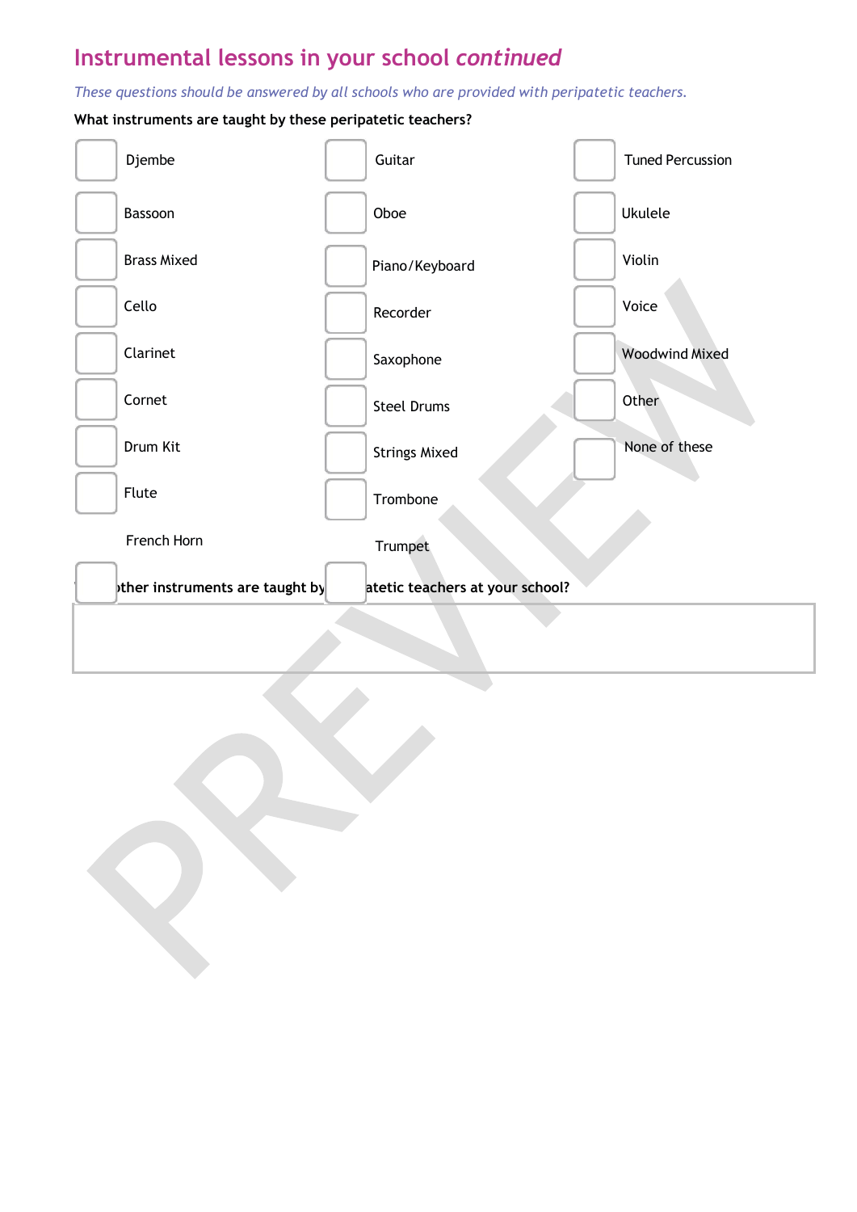## Instrumental lessons in your school *continued*

*These questions should be answered by all schools who are provided with peripatetic teachers.*

**What instruments are taught by these peripatetic teachers?**

- [ ] Djembe
- [ ] Bassoon
- [ ] Brass Mixed
- [ ] Cello
- [ ] Clarinet
- [ ] Cornet
- [ ] Drum Kit
- [ ] Flute
- [ ] French Horn
- [ ] Guitar
- [ ] Oboe
- [ ] Piano/Keyboard
- [ ] Recorder
- [ ] Saxophone
- [ ] Steel Drums
- [ ] Strings Mixed
- [ ] Trombone
- [ ] Trumpet
- [ ] Tuned Percussion
- [ ] Ukulele
- [ ] Violin
- [ ] Voice
- [ ] Woodwind Mixed
- [ ] Other
- [ ] None of these

**...ther instruments are taught by ...atetic teachers at your school?**

|  |
| --- |
|  |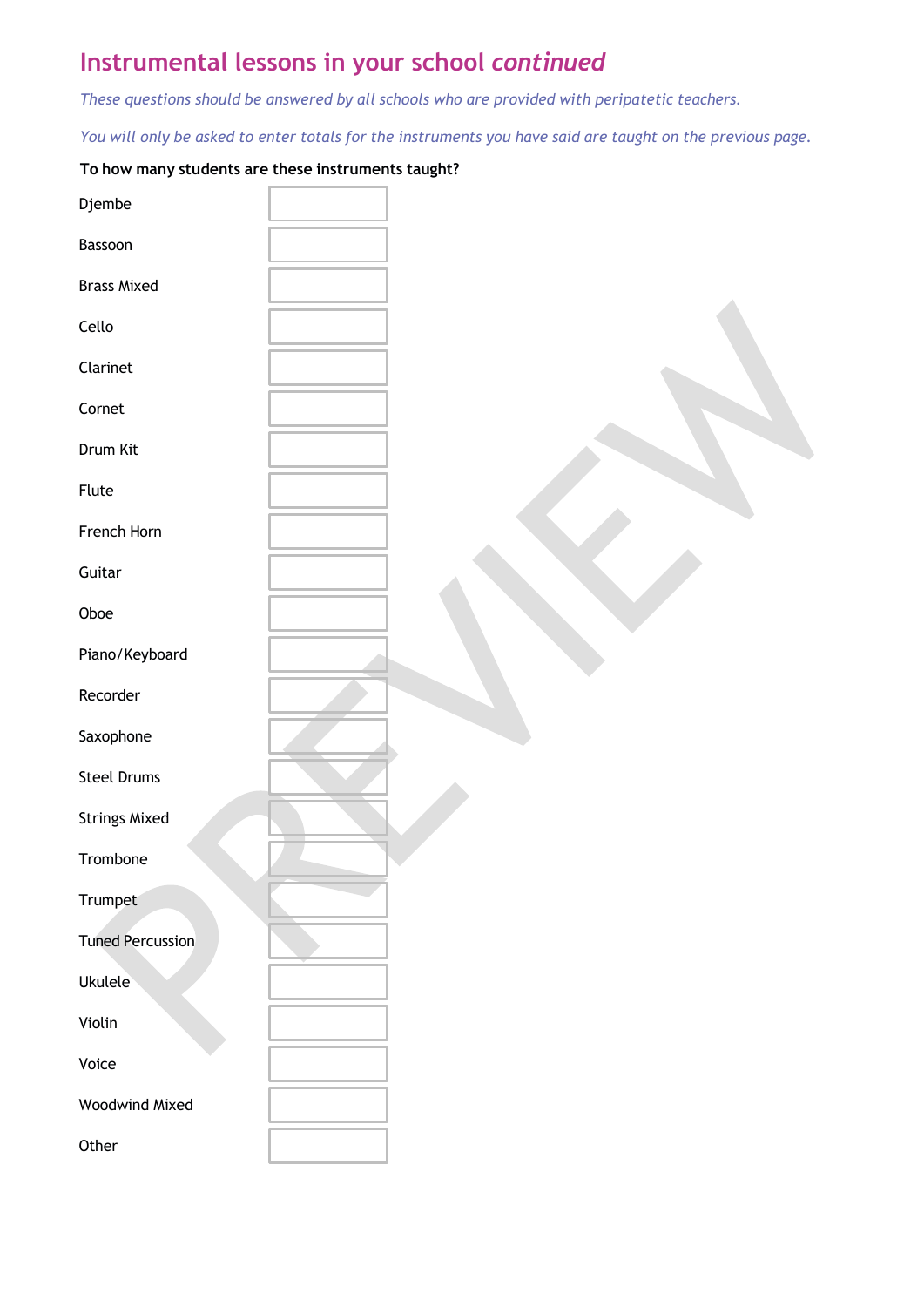# Instrumental lessons in your school *continued*

*These questions should be answered by all schools who are provided with peripatetic teachers.*

*You will only be asked to enter totals for the instruments you have said are taught on the previous page.*

**To how many students are these instruments taught?**

| | |
|---|---|
| Djembe | |
| Bassoon | |
| Brass Mixed | |
| Cello | |
| Clarinet | |
| Cornet | |
| Drum Kit | |
| Flute | |
| French Horn | |
| Guitar | |
| Oboe | |
| Piano/Keyboard | |
| Recorder | |
| Saxophone | |
| Steel Drums | |
| Strings Mixed | |
| Trombone | |
| Trumpet | |
| Tuned Percussion | |
| Ukulele | |
| Violin | |
| Voice | |
| Woodwind Mixed | |
| Other | |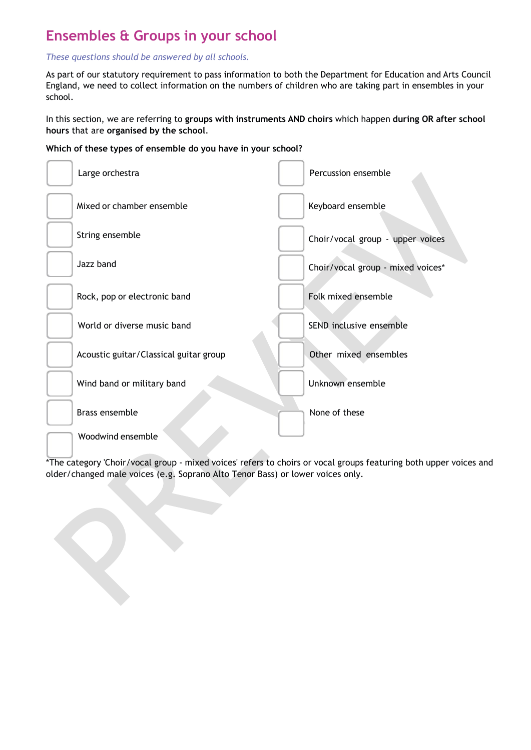## Ensembles & Groups in your school

*These questions should be answered by all schools.*

As part of our statutory requirement to pass information to both the Department for Education and Arts Council England, we need to collect information on the numbers of children who are taking part in ensembles in your school.

In this section, we are referring to **groups with instruments AND choirs** which happen **during OR after school hours** that are **organised by the school**.

**Which of these types of ensemble do you have in your school?**

- ☐ Large orchestra
- ☐ Mixed or chamber ensemble
- ☐ String ensemble
- ☐ Jazz band
- ☐ Rock, pop or electronic band
- ☐ World or diverse music band
- ☐ Acoustic guitar/Classical guitar group
- ☐ Wind band or military band
- ☐ Brass ensemble
- ☐ Woodwind ensemble
- ☐ Percussion ensemble
- ☐ Keyboard ensemble
- ☐ Choir/vocal group - upper voices
- ☐ Choir/vocal group - mixed voices*
- ☐ Folk mixed ensemble
- ☐ SEND inclusive ensemble
- ☐ Other mixed ensembles
- ☐ Unknown ensemble
- ☐ None of these

*The category 'Choir/vocal group - mixed voices' refers to choirs or vocal groups featuring both upper voices and older/changed male voices (e.g. Soprano Alto Tenor Bass) or lower voices only.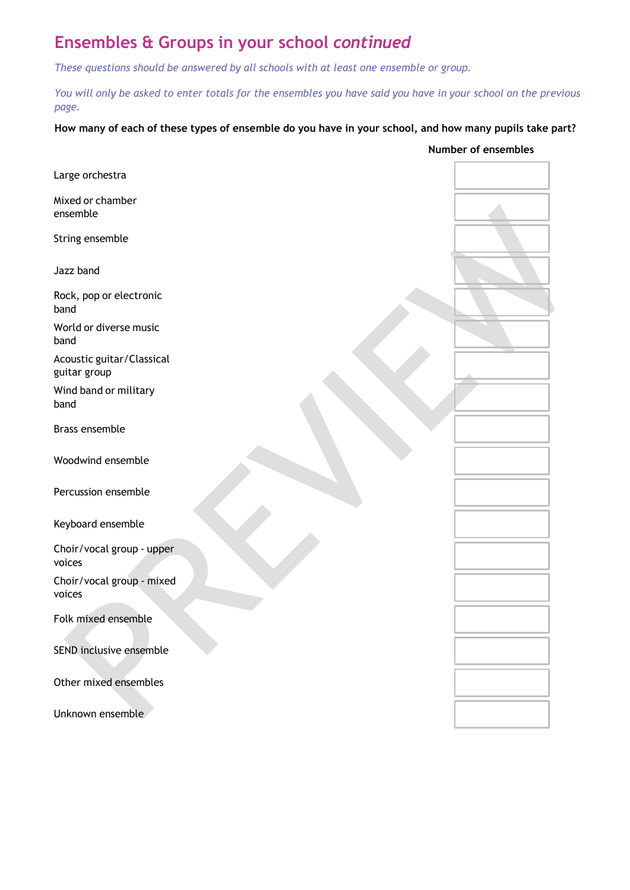## Ensembles & Groups in your school *continued*

*These questions should be answered by all schools with at least one ensemble or group.*

*You will only be asked to enter totals for the ensembles you have said you have in your school on the previous page.*

**How many of each of these types of ensemble do you have in your school, and how many pupils take part?**

| | Number of ensembles |
|---|---|
| Large orchestra | |
| Mixed or chamber ensemble | |
| String ensemble | |
| Jazz band | |
| Rock, pop or electronic band | |
| World or diverse music band | |
| Acoustic guitar/Classical guitar group | |
| Wind band or military band | |
| Brass ensemble | |
| Woodwind ensemble | |
| Percussion ensemble | |
| Keyboard ensemble | |
| Choir/vocal group - upper voices | |
| Choir/vocal group - mixed voices | |
| Folk mixed ensemble | |
| SEND inclusive ensemble | |
| Other mixed ensembles | |
| Unknown ensemble | |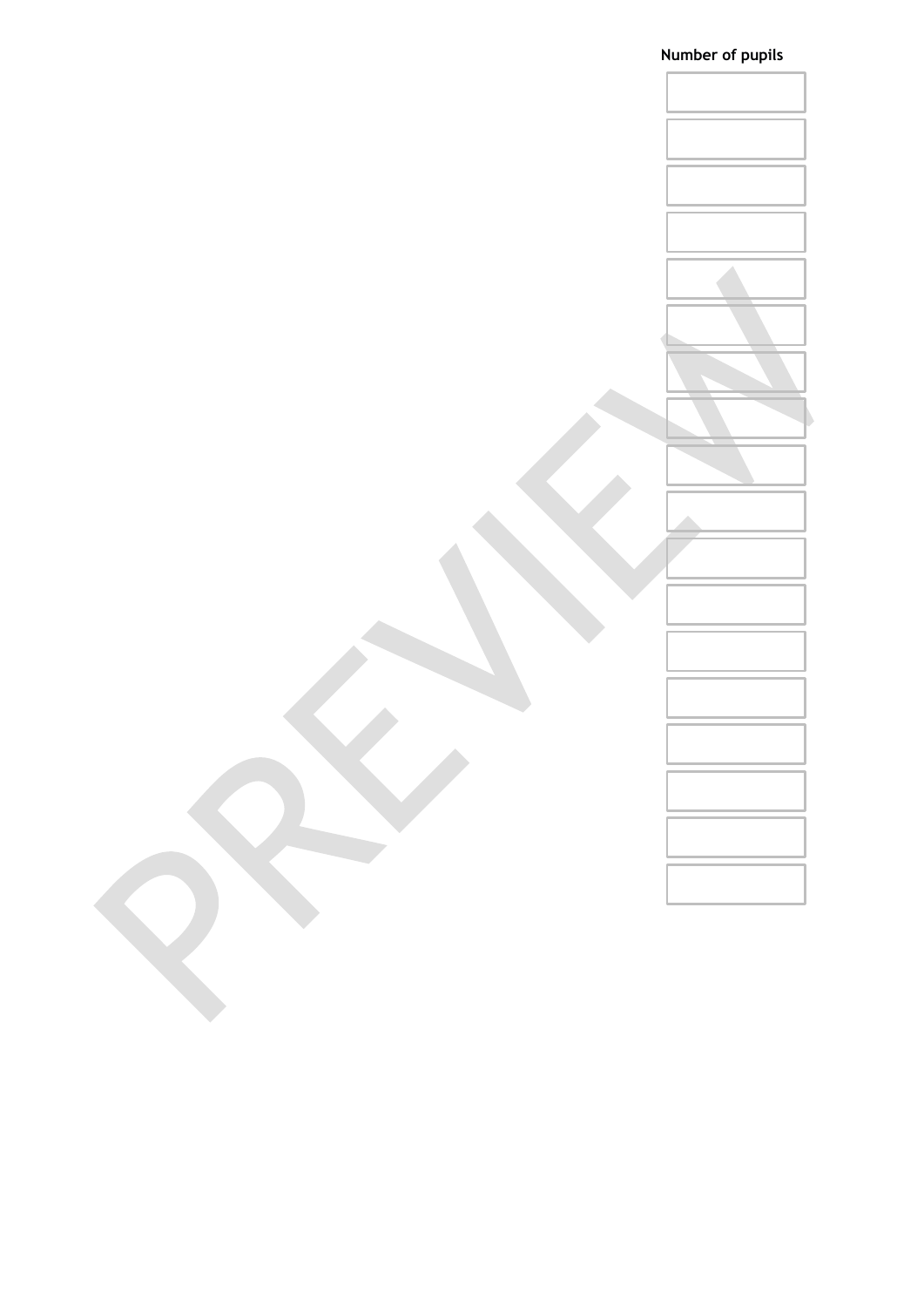| Number of pupils |
|---|
| |
| |
| |
| |
| |
| |
| |
| |
| |
| |
| |
| |
| |
| |
| |
| |
| |
| |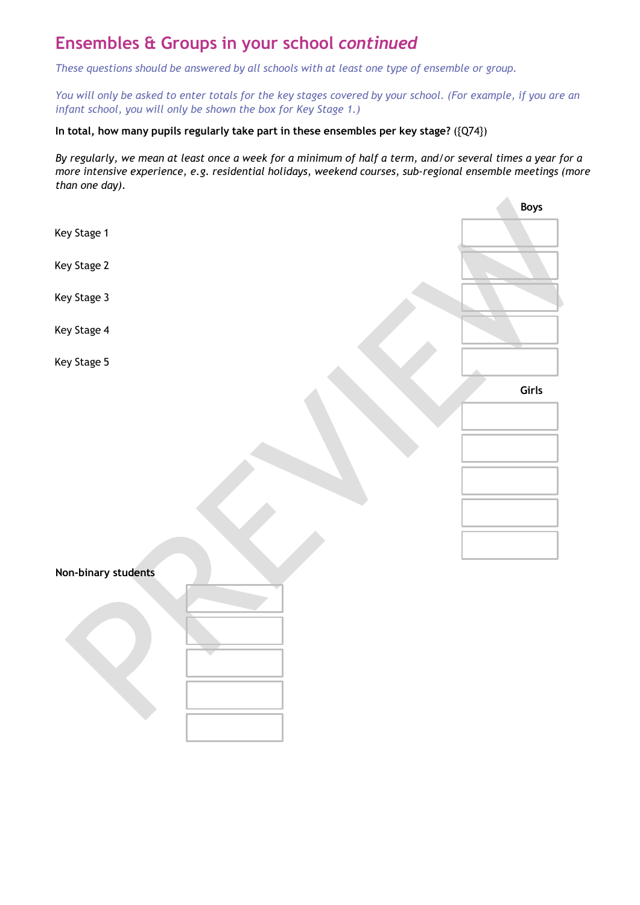## Ensembles & Groups in your school *continued*

*These questions should be answered by all schools with at least one type of ensemble or group.*

*You will only be asked to enter totals for the key stages covered by your school. (For example, if you are an infant school, you will only be shown the box for Key Stage 1.)*

**In total, how many pupils regularly take part in these ensembles per key stage?** ({Q74})

*By regularly, we mean at least once a week for a minimum of half a term, and/or several times a year for a more intensive experience, e.g. residential holidays, weekend courses, sub-regional ensemble meetings (more than one day).*

| | Boys |
|---|---|
| Key Stage 1 | |
| Key Stage 2 | |
| Key Stage 3 | |
| Key Stage 4 | |
| Key Stage 5 | |

| | Girls |
|---|---|
| | |
| | |
| | |
| | |
| | |

| Non-binary students |
|---|
| |
| |
| |
| |
| |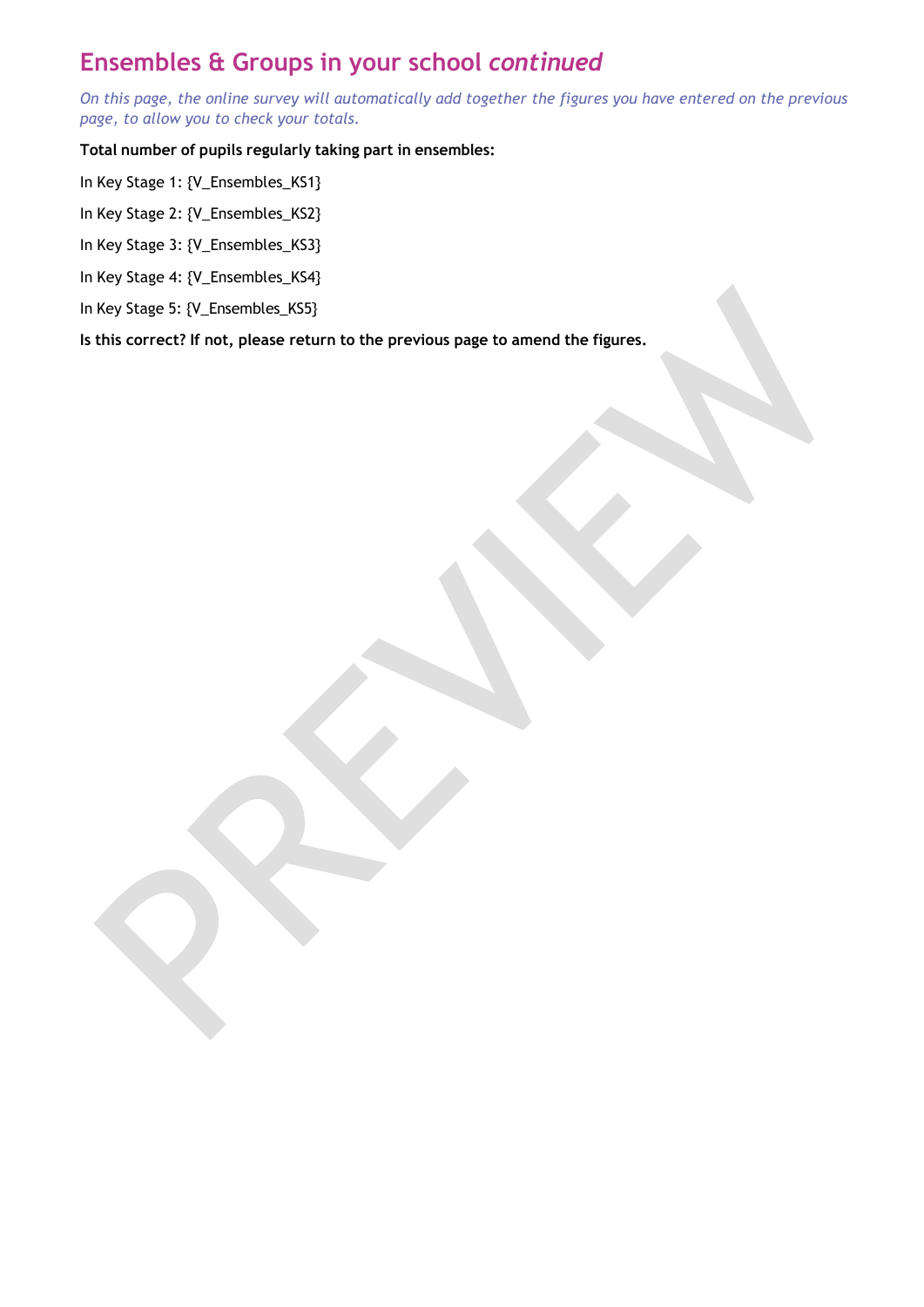## Ensembles & Groups in your school *continued*

*On this page, the online survey will automatically add together the figures you have entered on the previous page, to allow you to check your totals.*

**Total number of pupils regularly taking part in ensembles:**

In Key Stage 1: {V_Ensembles_KS1}

In Key Stage 2: {V_Ensembles_KS2}

In Key Stage 3: {V_Ensembles_KS3}

In Key Stage 4: {V_Ensembles_KS4}

In Key Stage 5: {V_Ensembles_KS5}

**Is this correct? If not, please return to the previous page to amend the figures.**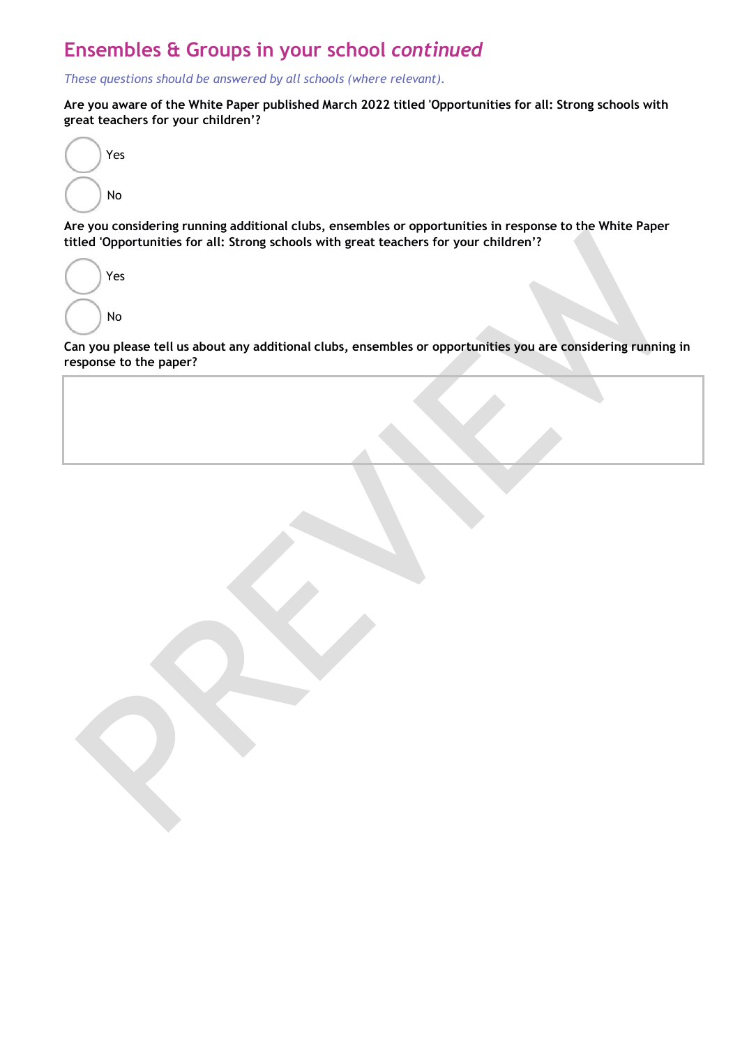## Ensembles & Groups in your school *continued*

*These questions should be answered by all schools (where relevant).*

**Are you aware of the White Paper published March 2022 titled 'Opportunities for all: Strong schools with great teachers for your children'?**

- Yes
- No

**Are you considering running additional clubs, ensembles or opportunities in response to the White Paper titled 'Opportunities for all: Strong schools with great teachers for your children'?**

- Yes
- No

**Can you please tell us about any additional clubs, ensembles or opportunities you are considering running in response to the paper?**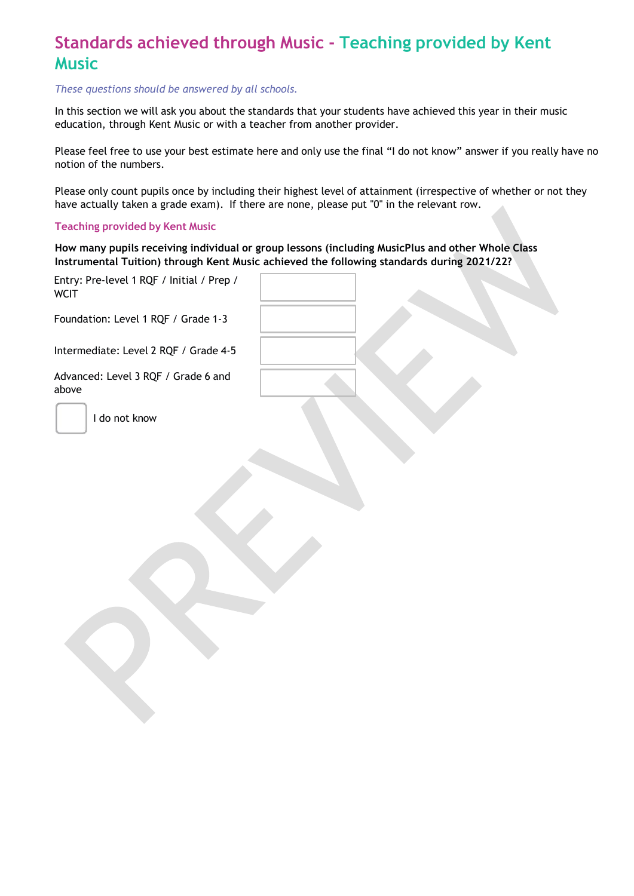# Standards achieved through Music - Teaching provided by Kent Music

*These questions should be answered by all schools.*

In this section we will ask you about the standards that your students have achieved this year in their music education, through Kent Music or with a teacher from another provider.

Please feel free to use your best estimate here and only use the final “I do not know” answer if you really have no notion of the numbers.

Please only count pupils once by including their highest level of attainment (irrespective of whether or not they have actually taken a grade exam). If there are none, please put "0" in the relevant row.

## Teaching provided by Kent Music

**How many pupils receiving individual or group lessons (including MusicPlus and other Whole Class Instrumental Tuition) through Kent Music achieved the following standards during 2021/22?**

| | |
|---|---|
| Entry: Pre-level 1 RQF / Initial / Prep / WCIT | |
| Foundation: Level 1 RQF / Grade 1-3 | |
| Intermediate: Level 2 RQF / Grade 4-5 | |
| Advanced: Level 3 RQF / Grade 6 and above | |

☐ I do not know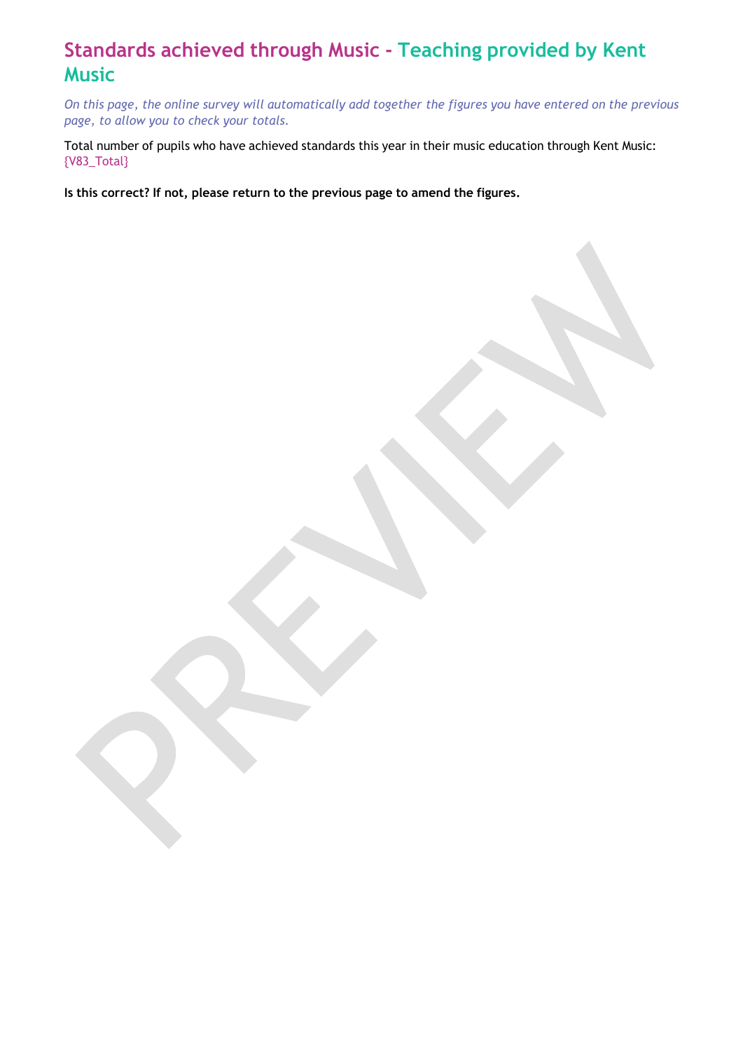## Standards achieved through Music - Teaching provided by Kent Music

*On this page, the online survey will automatically add together the figures you have entered on the previous page, to allow you to check your totals.*

Total number of pupils who have achieved standards this year in their music education through Kent Music: {V83_Total}

**Is this correct? If not, please return to the previous page to amend the figures.**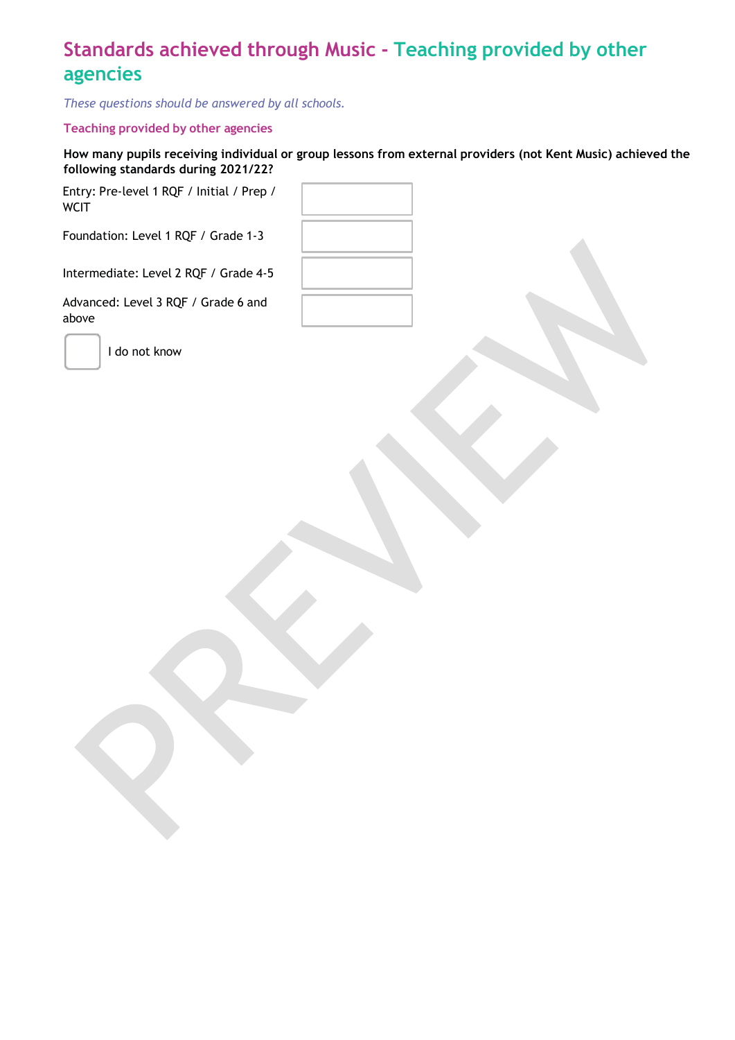# Standards achieved through Music - Teaching provided by other agencies

*These questions should be answered by all schools.*

### Teaching provided by other agencies

**How many pupils receiving individual or group lessons from external providers (not Kent Music) achieved the following standards during 2021/22?**

| | |
|---|---|
| Entry: Pre-level 1 RQF / Initial / Prep / WCIT | |
| Foundation: Level 1 RQF / Grade 1-3 | |
| Intermediate: Level 2 RQF / Grade 4-5 | |
| Advanced: Level 3 RQF / Grade 6 and above | |

☐ I do not know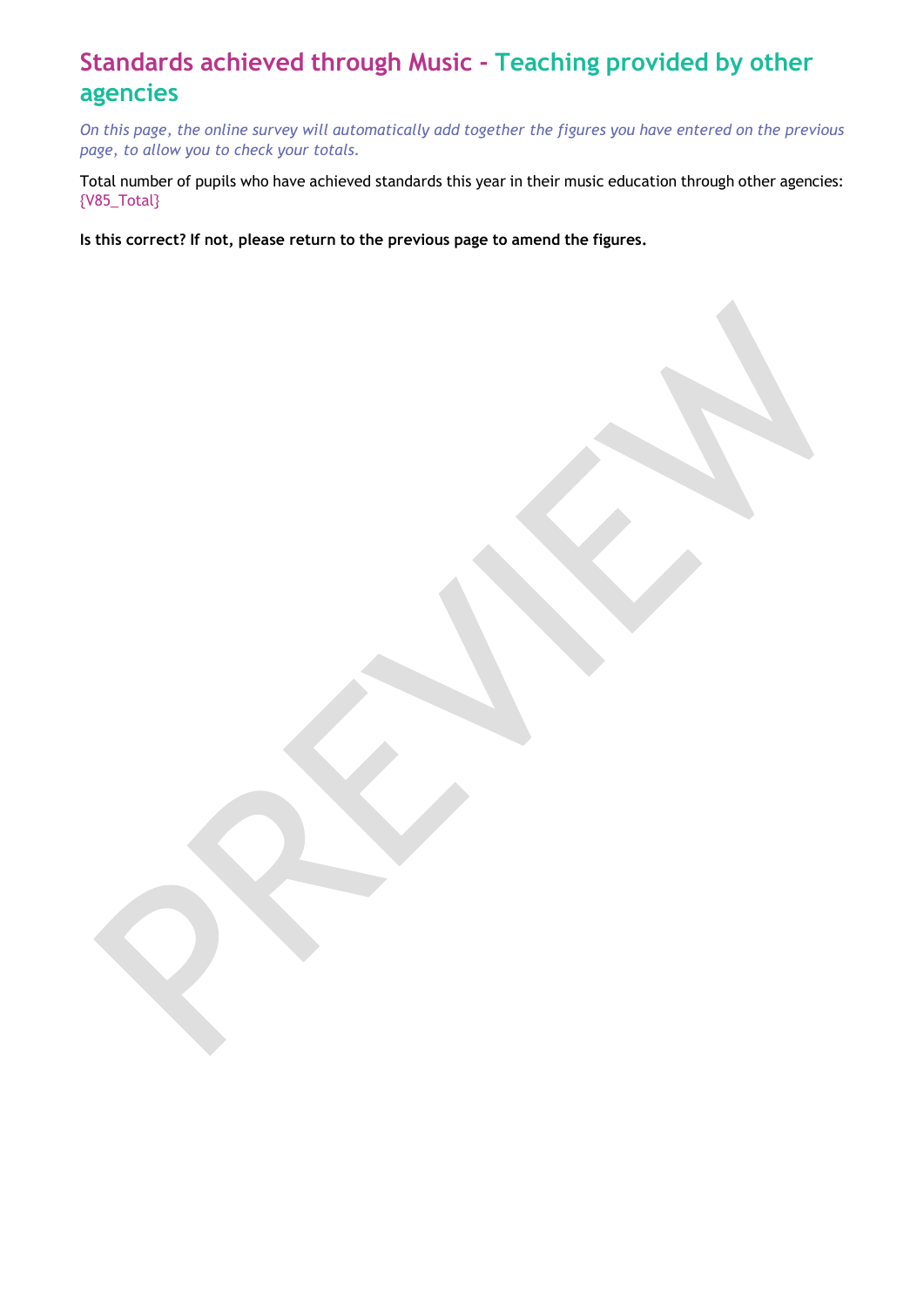## Standards achieved through Music - Teaching provided by other agencies

*On this page, the online survey will automatically add together the figures you have entered on the previous page, to allow you to check your totals.*

Total number of pupils who have achieved standards this year in their music education through other agencies: {V85_Total}

**Is this correct? If not, please return to the previous page to amend the figures.**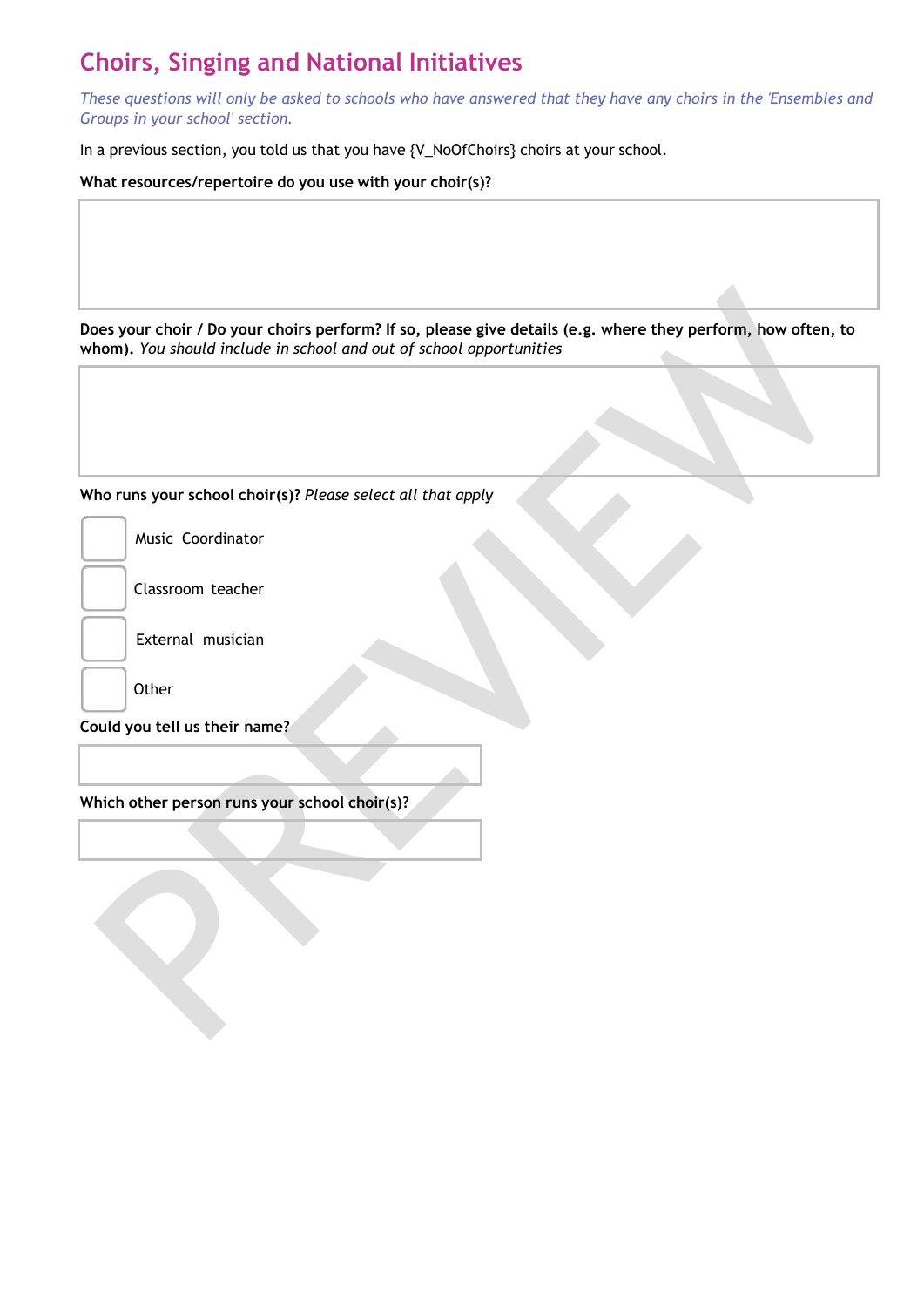## Choirs, Singing and National Initiatives

*These questions will only be asked to schools who have answered that they have any choirs in the 'Ensembles and Groups in your school' section.*

In a previous section, you told us that you have {V_NoOfChoirs} choirs at your school.

**What resources/repertoire do you use with your choir(s)?**

**Does your choir / Do your choirs perform? If so, please give details (e.g. where they perform, how often, to whom).** *You should include in school and out of school opportunities*

**Who runs your school choir(s)?** *Please select all that apply*

- [ ] Music Coordinator
- [ ] Classroom teacher
- [ ] External musician
- [ ] Other

**Could you tell us their name?**

**Which other person runs your school choir(s)?**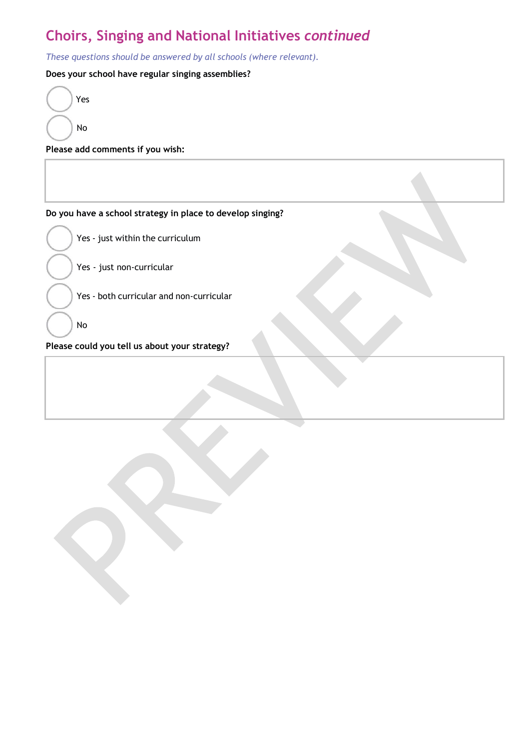## Choirs, Singing and National Initiatives *continued*

*These questions should be answered by all schools (where relevant).*

**Does your school have regular singing assemblies?**

- Yes
- No

**Please add comments if you wish:**

**Do you have a school strategy in place to develop singing?**

- Yes - just within the curriculum
- Yes - just non-curricular
- Yes - both curricular and non-curricular
- No

**Please could you tell us about your strategy?**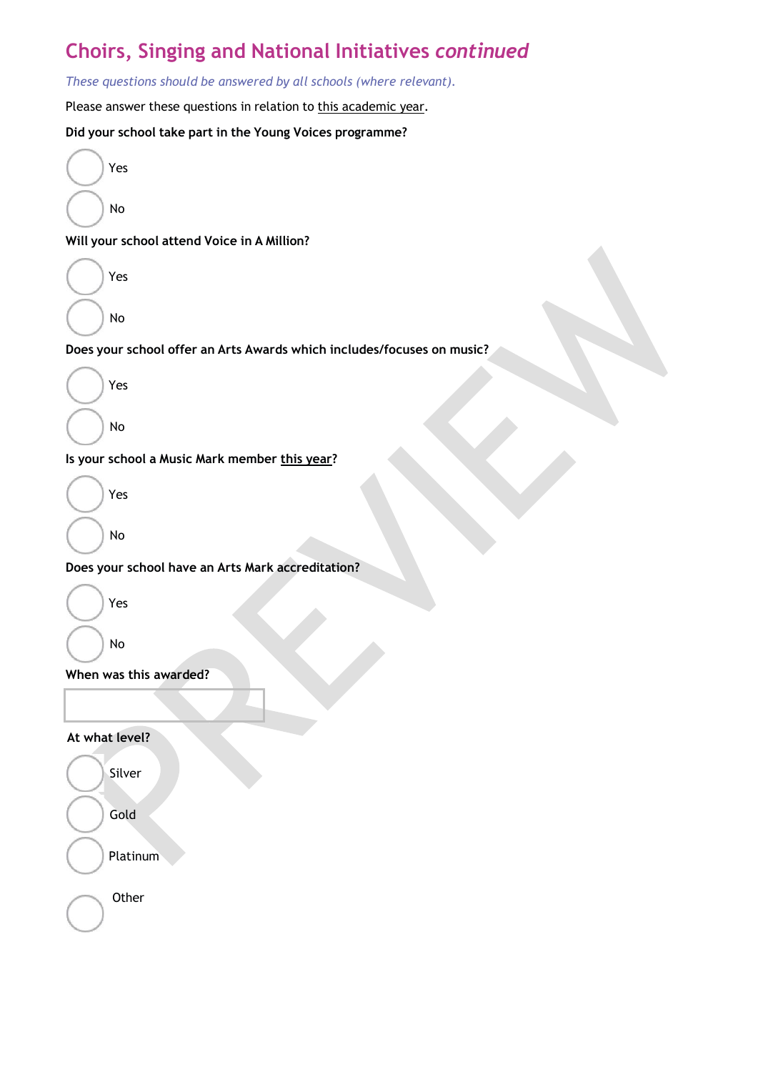## Choirs, Singing and National Initiatives *continued*

*These questions should be answered by all schools (where relevant).*

Please answer these questions in relation to this academic year.

**Did your school take part in the Young Voices programme?**

- Yes
- No

**Will your school attend Voice in A Million?**

- Yes
- No

**Does your school offer an Arts Awards which includes/focuses on music?**

- Yes
- No

**Is your school a Music Mark member this year?**

- Yes
- No

**Does your school have an Arts Mark accreditation?**

- Yes
- No

**When was this awarded?**

**At what level?**

- Silver
- Gold
- Platinum
- Other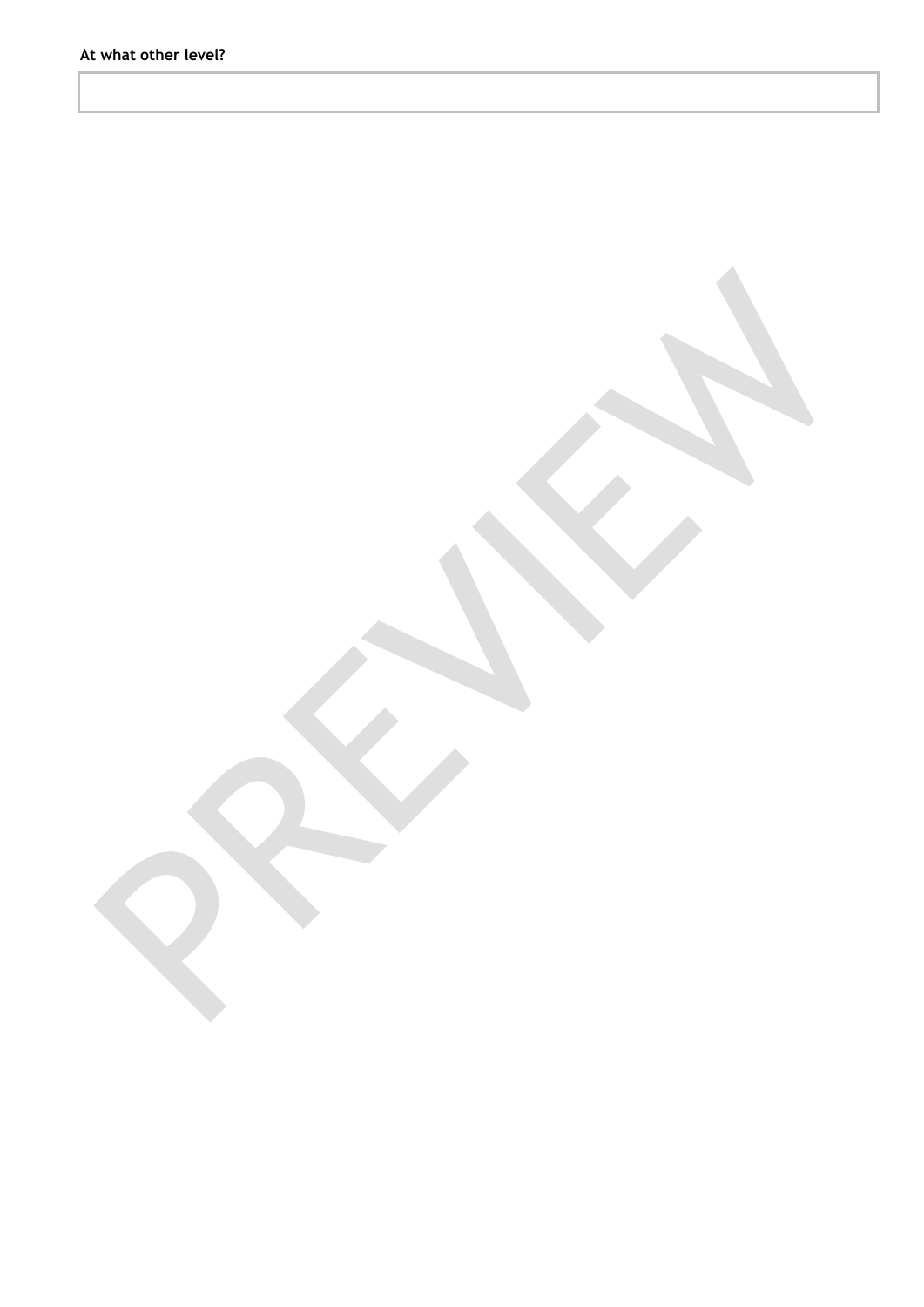**At what other level?**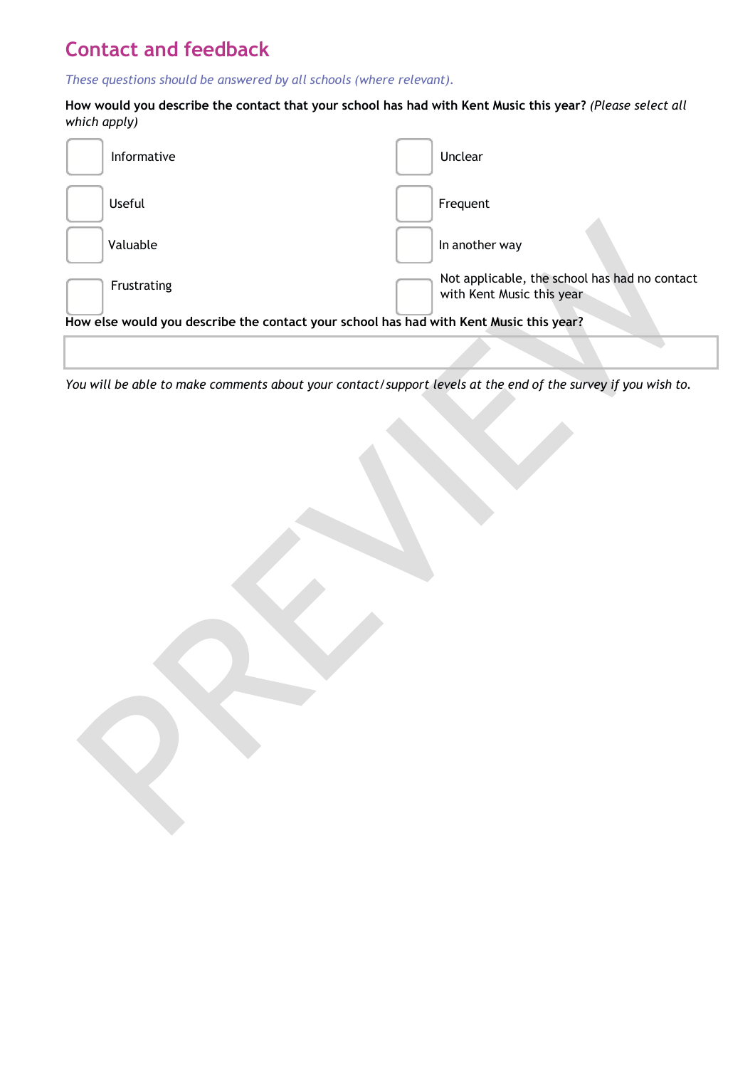## Contact and feedback

*These questions should be answered by all schools (where relevant).*

**How would you describe the contact that your school has had with Kent Music this year?** *(Please select all which apply)*

- [ ] Informative
- [ ] Unclear
- [ ] Useful
- [ ] Frequent
- [ ] Valuable
- [ ] In another way
- [ ] Frustrating
- [ ] Not applicable, the school has had no contact with Kent Music this year

**How else would you describe the contact your school has had with Kent Music this year?**

| |
|---|
| |

*You will be able to make comments about your contact/support levels at the end of the survey if you wish to.*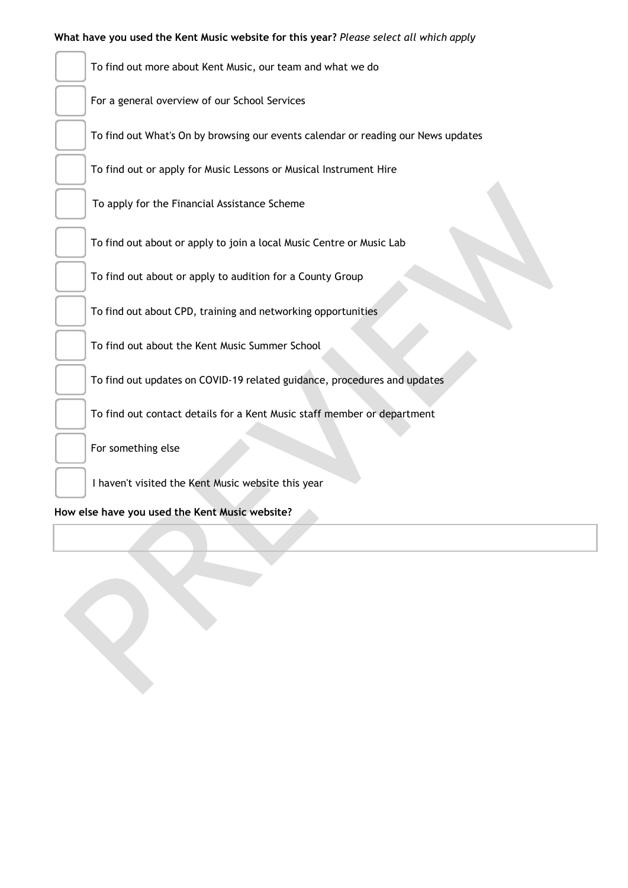**What have you used the Kent Music website for this year?** *Please select all which apply*

- [ ] To find out more about Kent Music, our team and what we do
- [ ] For a general overview of our School Services
- [ ] To find out What's On by browsing our events calendar or reading our News updates
- [ ] To find out or apply for Music Lessons or Musical Instrument Hire
- [ ] To apply for the Financial Assistance Scheme
- [ ] To find out about or apply to join a local Music Centre or Music Lab
- [ ] To find out about or apply to audition for a County Group
- [ ] To find out about CPD, training and networking opportunities
- [ ] To find out about the Kent Music Summer School
- [ ] To find out updates on COVID-19 related guidance, procedures and updates
- [ ] To find out contact details for a Kent Music staff member or department
- [ ] For something else
- [ ] I haven't visited the Kent Music website this year

**How else have you used the Kent Music website?**

| |
|---|
| |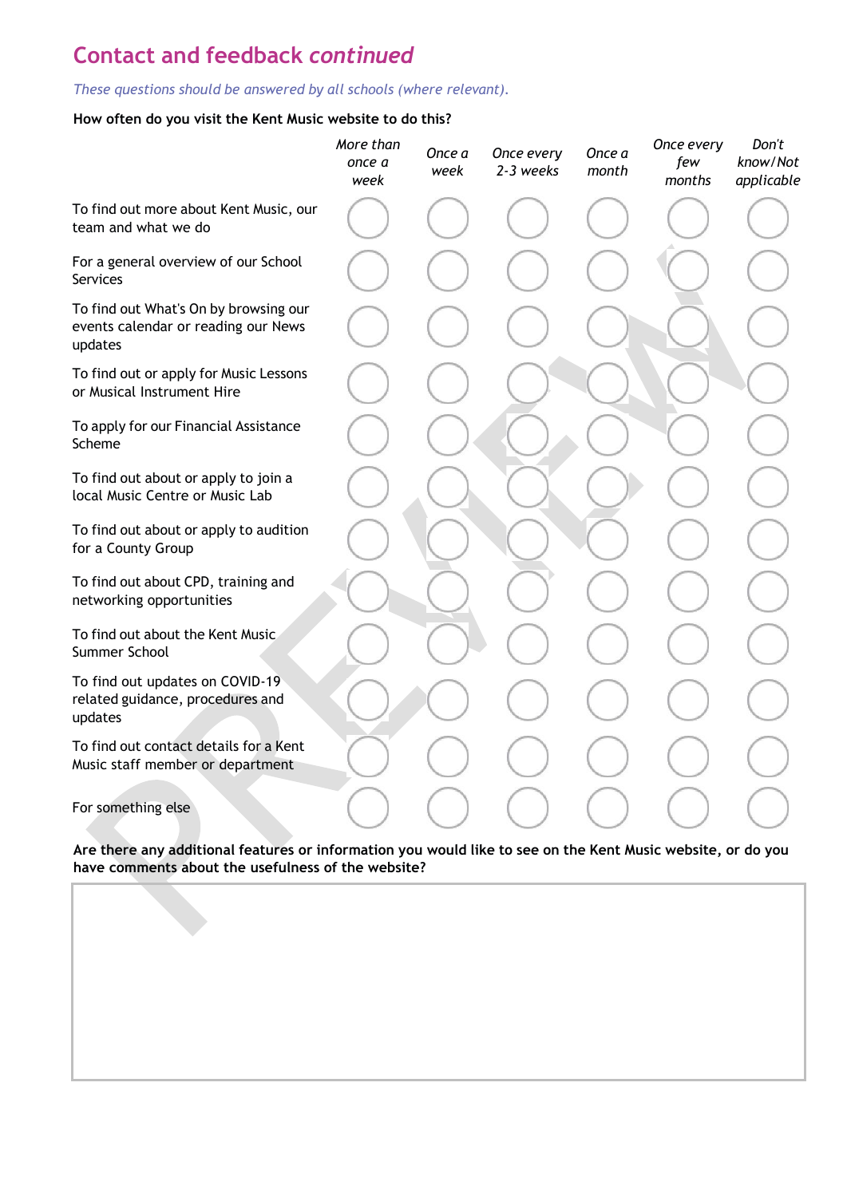## Contact and feedback *continued*

*These questions should be answered by all schools (where relevant).*

**How often do you visit the Kent Music website to do this?**

| | More than once a week | Once a week | Once every 2-3 weeks | Once a month | Once every few months | Don't know/Not applicable |
|---|---|---|---|---|---|---|
| To find out more about Kent Music, our team and what we do | ◯ | ◯ | ◯ | ◯ | ◯ | ◯ |
| For a general overview of our School Services | ◯ | ◯ | ◯ | ◯ | ◯ | ◯ |
| To find out What's On by browsing our events calendar or reading our News updates | ◯ | ◯ | ◯ | ◯ | ◯ | ◯ |
| To find out or apply for Music Lessons or Musical Instrument Hire | ◯ | ◯ | ◯ | ◯ | ◯ | ◯ |
| To apply for our Financial Assistance Scheme | ◯ | ◯ | ◯ | ◯ | ◯ | ◯ |
| To find out about or apply to join a local Music Centre or Music Lab | ◯ | ◯ | ◯ | ◯ | ◯ | ◯ |
| To find out about or apply to audition for a County Group | ◯ | ◯ | ◯ | ◯ | ◯ | ◯ |
| To find out about CPD, training and networking opportunities | ◯ | ◯ | ◯ | ◯ | ◯ | ◯ |
| To find out about the Kent Music Summer School | ◯ | ◯ | ◯ | ◯ | ◯ | ◯ |
| To find out updates on COVID-19 related guidance, procedures and updates | ◯ | ◯ | ◯ | ◯ | ◯ | ◯ |
| To find out contact details for a Kent Music staff member or department | ◯ | ◯ | ◯ | ◯ | ◯ | ◯ |
| For something else | ◯ | ◯ | ◯ | ◯ | ◯ | ◯ |

**Are there any additional features or information you would like to see on the Kent Music website, or do you have comments about the usefulness of the website?**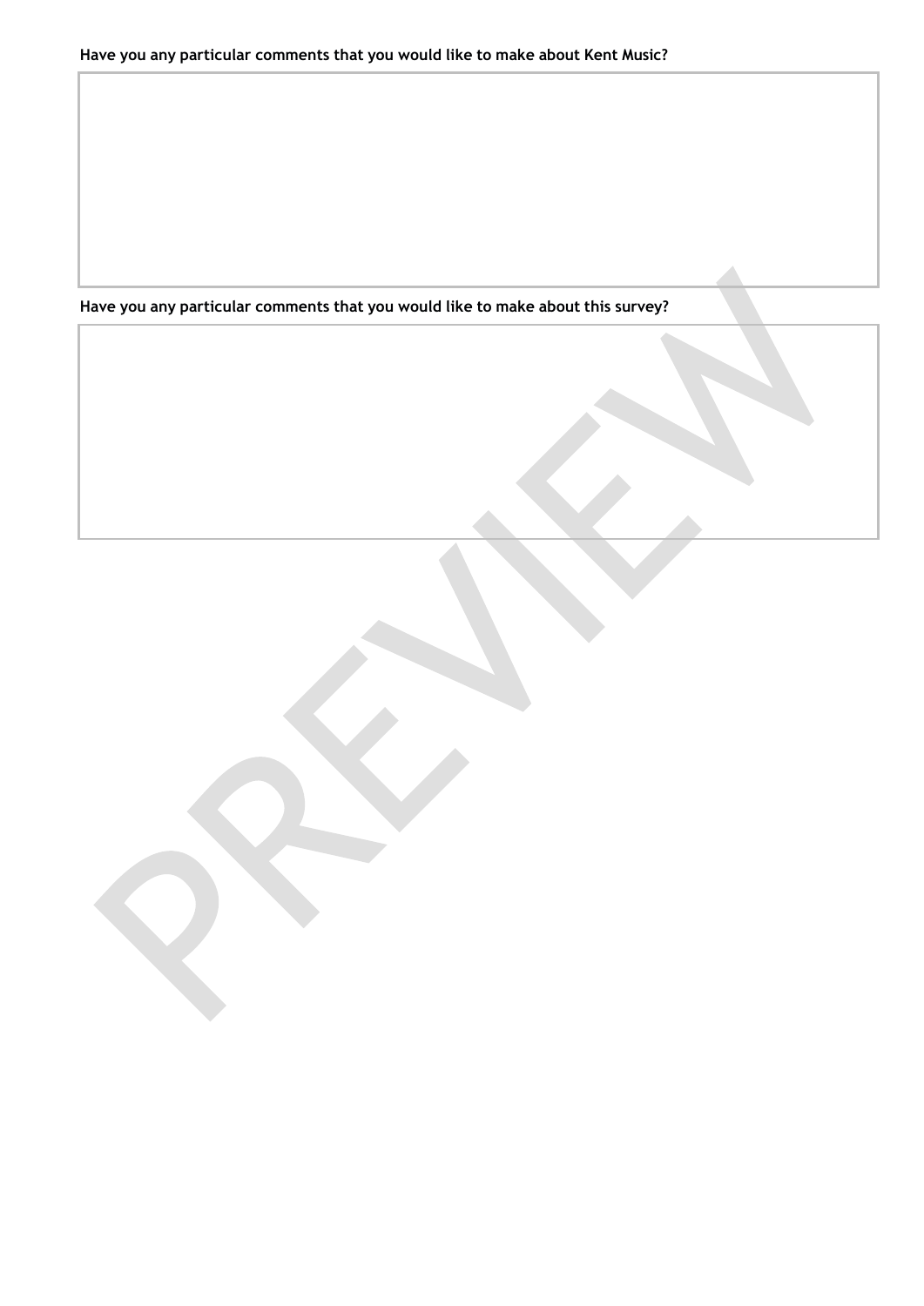**Have you any particular comments that you would like to make about Kent Music?**

**Have you any particular comments that you would like to make about this survey?**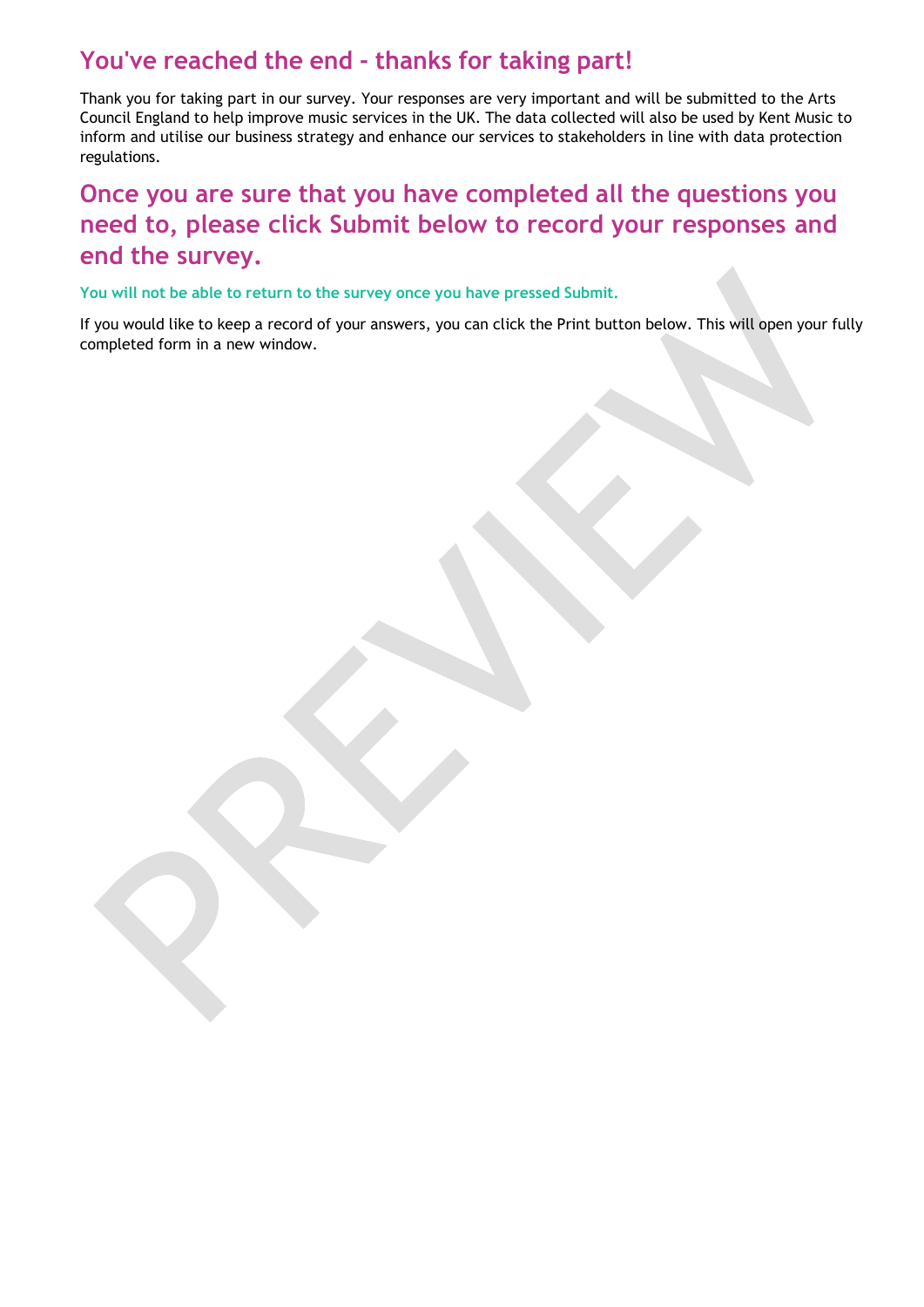## You've reached the end - thanks for taking part!

Thank you for taking part in our survey. Your responses are very important and will be submitted to the Arts Council England to help improve music services in the UK. The data collected will also be used by Kent Music to inform and utilise our business strategy and enhance our services to stakeholders in line with data protection regulations.

## Once you are sure that you have completed all the questions you need to, please click Submit below to record your responses and end the survey.

**You will not be able to return to the survey once you have pressed Submit.**

If you would like to keep a record of your answers, you can click the Print button below. This will open your fully completed form in a new window.